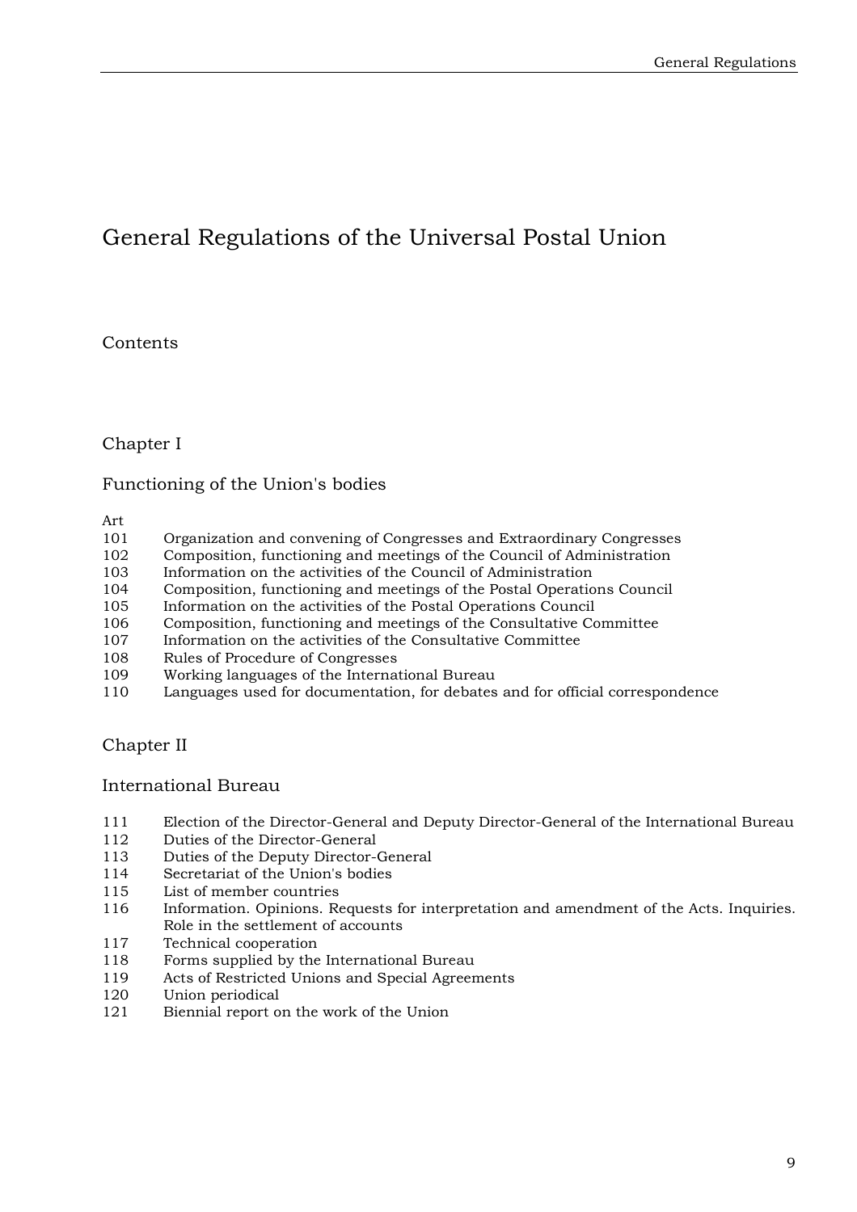# General Regulations of the Universal Postal Union

## Contents

### Chapter I

### Functioning of the Union's bodies

| Art | |
|---|---|
| 101 | Organization and convening of Congresses and Extraordinary Congresses |
| 102 | Composition, functioning and meetings of the Council of Administration |
| 103 | Information on the activities of the Council of Administration |
| 104 | Composition, functioning and meetings of the Postal Operations Council |
| 105 | Information on the activities of the Postal Operations Council |
| 106 | Composition, functioning and meetings of the Consultative Committee |
| 107 | Information on the activities of the Consultative Committee |
| 108 | Rules of Procedure of Congresses |
| 109 | Working languages of the International Bureau |
| 110 | Languages used for documentation, for debates and for official correspondence |

### Chapter II

### International Bureau

| | |
|---|---|
| 111 | Election of the Director-General and Deputy Director-General of the International Bureau |
| 112 | Duties of the Director-General |
| 113 | Duties of the Deputy Director-General |
| 114 | Secretariat of the Union's bodies |
| 115 | List of member countries |
| 116 | Information. Opinions. Requests for interpretation and amendment of the Acts. Inquiries. Role in the settlement of accounts |
| 117 | Technical cooperation |
| 118 | Forms supplied by the International Bureau |
| 119 | Acts of Restricted Unions and Special Agreements |
| 120 | Union periodical |
| 121 | Biennial report on the work of the Union |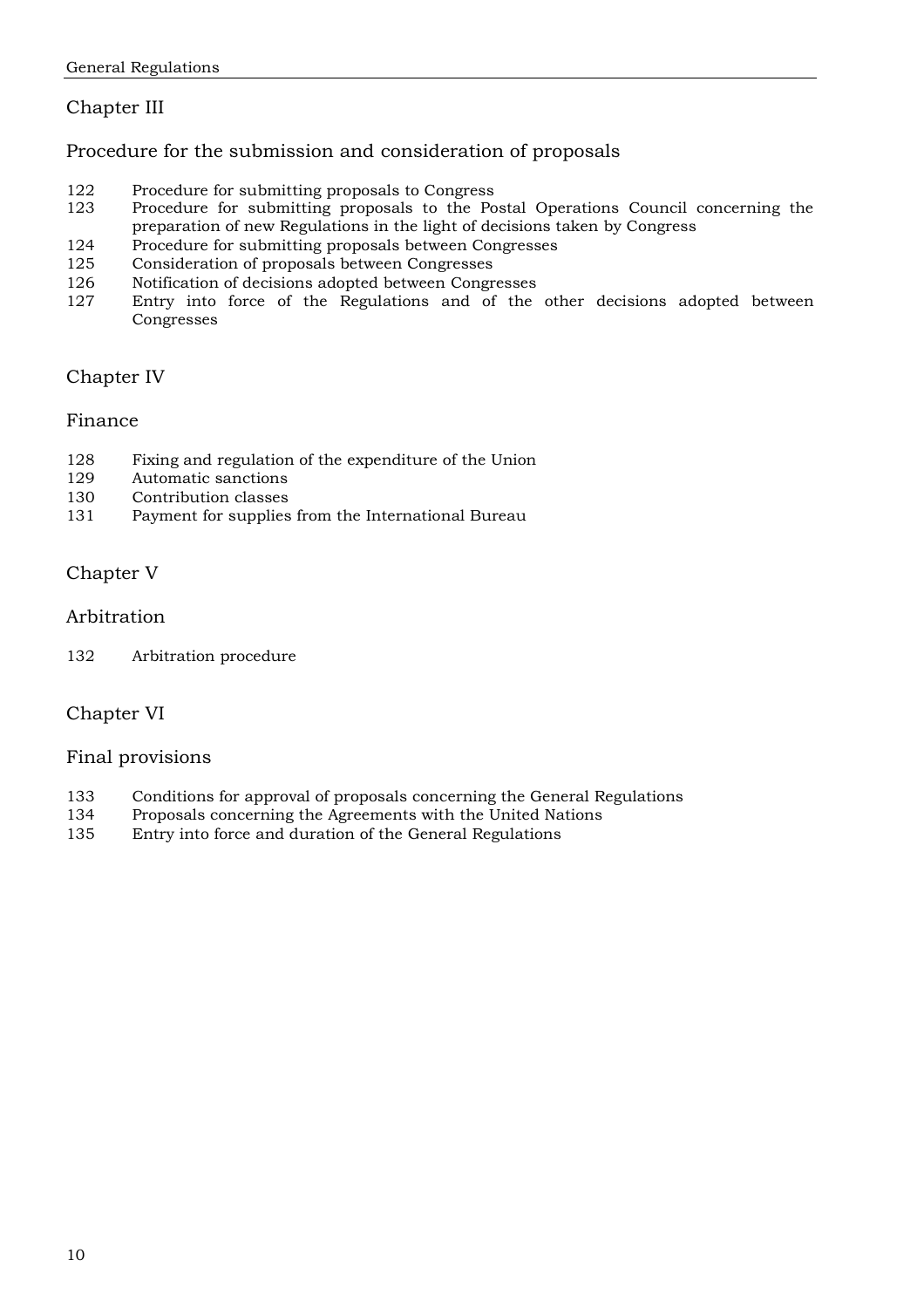## Chapter III

### Procedure for the submission and consideration of proposals

122 Procedure for submitting proposals to Congress
123 Procedure for submitting proposals to the Postal Operations Council concerning the preparation of new Regulations in the light of decisions taken by Congress
124 Procedure for submitting proposals between Congresses
125 Consideration of proposals between Congresses
126 Notification of decisions adopted between Congresses
127 Entry into force of the Regulations and of the other decisions adopted between Congresses

## Chapter IV

### Finance

128 Fixing and regulation of the expenditure of the Union
129 Automatic sanctions
130 Contribution classes
131 Payment for supplies from the International Bureau

## Chapter V

### Arbitration

132 Arbitration procedure

## Chapter VI

### Final provisions

133 Conditions for approval of proposals concerning the General Regulations
134 Proposals concerning the Agreements with the United Nations
135 Entry into force and duration of the General Regulations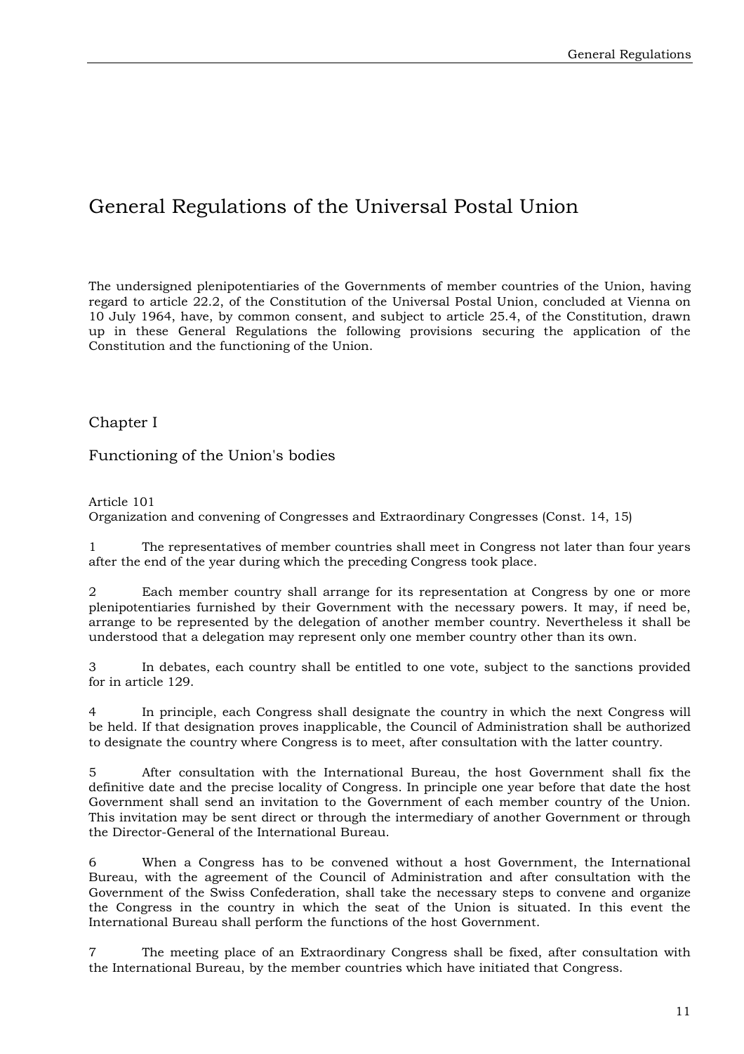# General Regulations of the Universal Postal Union

The undersigned plenipotentiaries of the Governments of member countries of the Union, having regard to article 22.2, of the Constitution of the Universal Postal Union, concluded at Vienna on 10 July 1964, have, by common consent, and subject to article 25.4, of the Constitution, drawn up in these General Regulations the following provisions securing the application of the Constitution and the functioning of the Union.

## Chapter I

## Functioning of the Union's bodies

### Article 101
Organization and convening of Congresses and Extraordinary Congresses (Const. 14, 15)

1 The representatives of member countries shall meet in Congress not later than four years after the end of the year during which the preceding Congress took place.

2 Each member country shall arrange for its representation at Congress by one or more plenipotentiaries furnished by their Government with the necessary powers. It may, if need be, arrange to be represented by the delegation of another member country. Nevertheless it shall be understood that a delegation may represent only one member country other than its own.

3 In debates, each country shall be entitled to one vote, subject to the sanctions provided for in article 129.

4 In principle, each Congress shall designate the country in which the next Congress will be held. If that designation proves inapplicable, the Council of Administration shall be authorized to designate the country where Congress is to meet, after consultation with the latter country.

5 After consultation with the International Bureau, the host Government shall fix the definitive date and the precise locality of Congress. In principle one year before that date the host Government shall send an invitation to the Government of each member country of the Union. This invitation may be sent direct or through the intermediary of another Government or through the Director-General of the International Bureau.

6 When a Congress has to be convened without a host Government, the International Bureau, with the agreement of the Council of Administration and after consultation with the Government of the Swiss Confederation, shall take the necessary steps to convene and organize the Congress in the country in which the seat of the Union is situated. In this event the International Bureau shall perform the functions of the host Government.

7 The meeting place of an Extraordinary Congress shall be fixed, after consultation with the International Bureau, by the member countries which have initiated that Congress.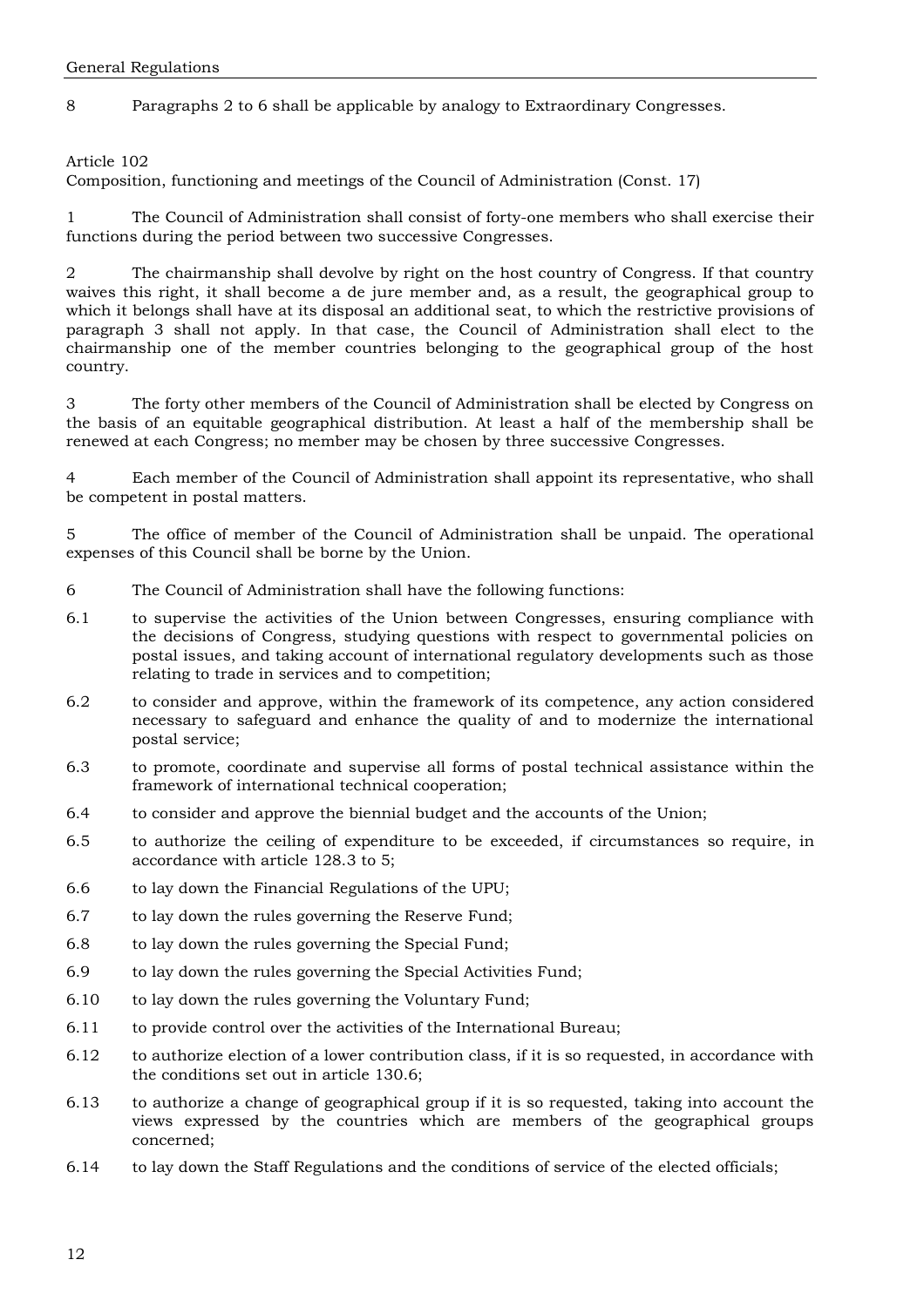8 Paragraphs 2 to 6 shall be applicable by analogy to Extraordinary Congresses.

Article 102
Composition, functioning and meetings of the Council of Administration (Const. 17)

1 The Council of Administration shall consist of forty-one members who shall exercise their functions during the period between two successive Congresses.

2 The chairmanship shall devolve by right on the host country of Congress. If that country waives this right, it shall become a de jure member and, as a result, the geographical group to which it belongs shall have at its disposal an additional seat, to which the restrictive provisions of paragraph 3 shall not apply. In that case, the Council of Administration shall elect to the chairmanship one of the member countries belonging to the geographical group of the host country.

3 The forty other members of the Council of Administration shall be elected by Congress on the basis of an equitable geographical distribution. At least a half of the membership shall be renewed at each Congress; no member may be chosen by three successive Congresses.

4 Each member of the Council of Administration shall appoint its representative, who shall be competent in postal matters.

5 The office of member of the Council of Administration shall be unpaid. The operational expenses of this Council shall be borne by the Union.

6 The Council of Administration shall have the following functions:

6.1 to supervise the activities of the Union between Congresses, ensuring compliance with the decisions of Congress, studying questions with respect to governmental policies on postal issues, and taking account of international regulatory developments such as those relating to trade in services and to competition;

6.2 to consider and approve, within the framework of its competence, any action considered necessary to safeguard and enhance the quality of and to modernize the international postal service;

6.3 to promote, coordinate and supervise all forms of postal technical assistance within the framework of international technical cooperation;

6.4 to consider and approve the biennial budget and the accounts of the Union;

6.5 to authorize the ceiling of expenditure to be exceeded, if circumstances so require, in accordance with article 128.3 to 5;

6.6 to lay down the Financial Regulations of the UPU;

6.7 to lay down the rules governing the Reserve Fund;

6.8 to lay down the rules governing the Special Fund;

6.9 to lay down the rules governing the Special Activities Fund;

6.10 to lay down the rules governing the Voluntary Fund;

6.11 to provide control over the activities of the International Bureau;

6.12 to authorize election of a lower contribution class, if it is so requested, in accordance with the conditions set out in article 130.6;

6.13 to authorize a change of geographical group if it is so requested, taking into account the views expressed by the countries which are members of the geographical groups concerned;

6.14 to lay down the Staff Regulations and the conditions of service of the elected officials;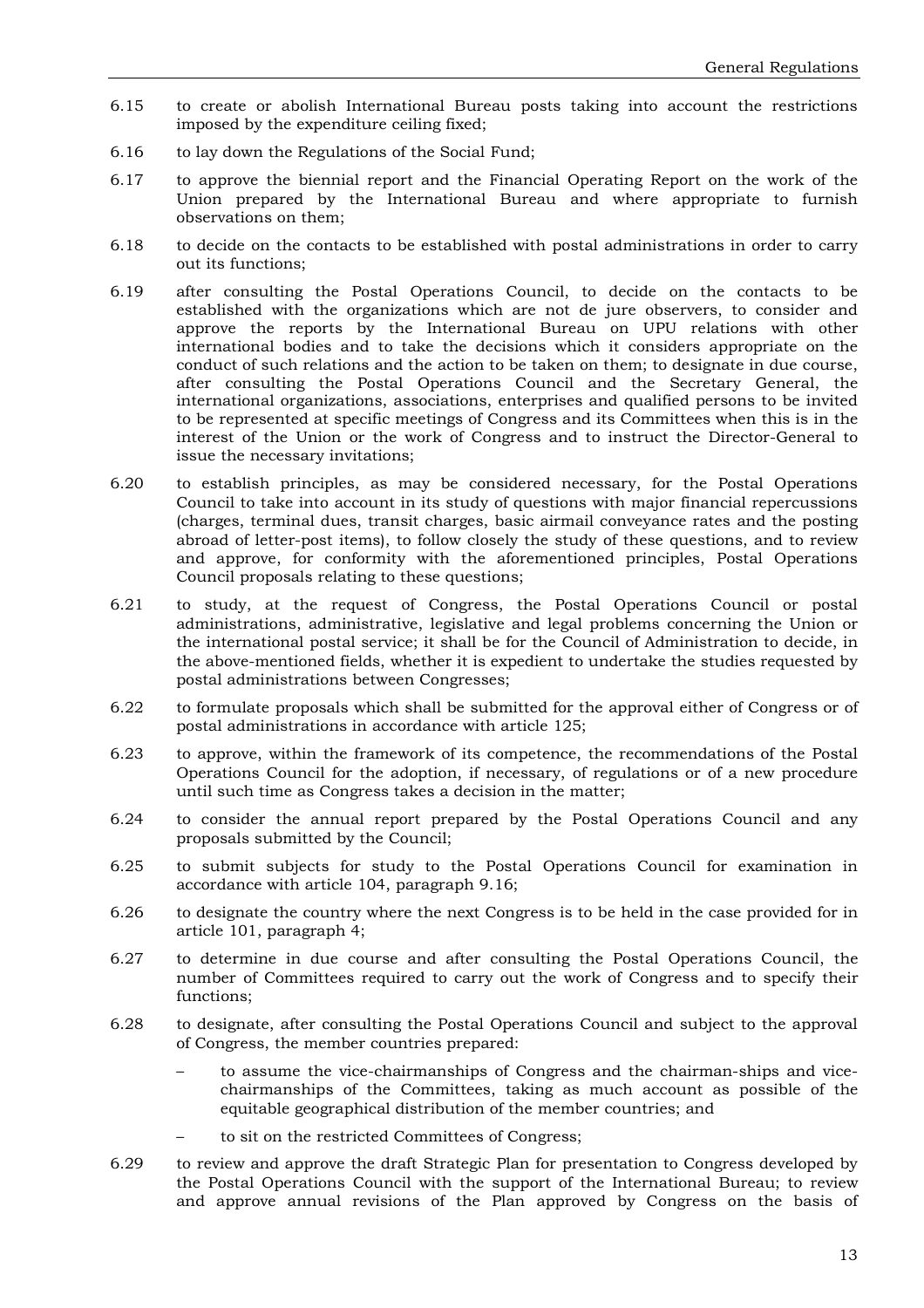6.15 to create or abolish International Bureau posts taking into account the restrictions imposed by the expenditure ceiling fixed;

6.16 to lay down the Regulations of the Social Fund;

6.17 to approve the biennial report and the Financial Operating Report on the work of the Union prepared by the International Bureau and where appropriate to furnish observations on them;

6.18 to decide on the contacts to be established with postal administrations in order to carry out its functions;

6.19 after consulting the Postal Operations Council, to decide on the contacts to be established with the organizations which are not de jure observers, to consider and approve the reports by the International Bureau on UPU relations with other international bodies and to take the decisions which it considers appropriate on the conduct of such relations and the action to be taken on them; to designate in due course, after consulting the Postal Operations Council and the Secretary General, the international organizations, associations, enterprises and qualified persons to be invited to be represented at specific meetings of Congress and its Committees when this is in the interest of the Union or the work of Congress and to instruct the Director-General to issue the necessary invitations;

6.20 to establish principles, as may be considered necessary, for the Postal Operations Council to take into account in its study of questions with major financial repercussions (charges, terminal dues, transit charges, basic airmail conveyance rates and the posting abroad of letter-post items), to follow closely the study of these questions, and to review and approve, for conformity with the aforementioned principles, Postal Operations Council proposals relating to these questions;

6.21 to study, at the request of Congress, the Postal Operations Council or postal administrations, administrative, legislative and legal problems concerning the Union or the international postal service; it shall be for the Council of Administration to decide, in the above-mentioned fields, whether it is expedient to undertake the studies requested by postal administrations between Congresses;

6.22 to formulate proposals which shall be submitted for the approval either of Congress or of postal administrations in accordance with article 125;

6.23 to approve, within the framework of its competence, the recommendations of the Postal Operations Council for the adoption, if necessary, of regulations or of a new procedure until such time as Congress takes a decision in the matter;

6.24 to consider the annual report prepared by the Postal Operations Council and any proposals submitted by the Council;

6.25 to submit subjects for study to the Postal Operations Council for examination in accordance with article 104, paragraph 9.16;

6.26 to designate the country where the next Congress is to be held in the case provided for in article 101, paragraph 4;

6.27 to determine in due course and after consulting the Postal Operations Council, the number of Committees required to carry out the work of Congress and to specify their functions;

6.28 to designate, after consulting the Postal Operations Council and subject to the approval of Congress, the member countries prepared:

- to assume the vice-chairmanships of Congress and the chairman-ships and vice-chairmanships of the Committees, taking as much account as possible of the equitable geographical distribution of the member countries; and
- to sit on the restricted Committees of Congress;

6.29 to review and approve the draft Strategic Plan for presentation to Congress developed by the Postal Operations Council with the support of the International Bureau; to review and approve annual revisions of the Plan approved by Congress on the basis of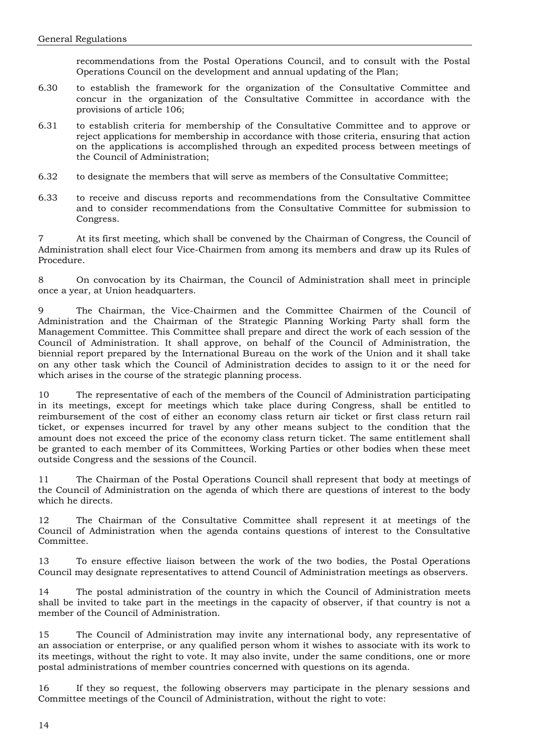recommendations from the Postal Operations Council, and to consult with the Postal Operations Council on the development and annual updating of the Plan;

6.30 to establish the framework for the organization of the Consultative Committee and concur in the organization of the Consultative Committee in accordance with the provisions of article 106;

6.31 to establish criteria for membership of the Consultative Committee and to approve or reject applications for membership in accordance with those criteria, ensuring that action on the applications is accomplished through an expedited process between meetings of the Council of Administration;

6.32 to designate the members that will serve as members of the Consultative Committee;

6.33 to receive and discuss reports and recommendations from the Consultative Committee and to consider recommendations from the Consultative Committee for submission to Congress.

7 At its first meeting, which shall be convened by the Chairman of Congress, the Council of Administration shall elect four Vice-Chairmen from among its members and draw up its Rules of Procedure.

8 On convocation by its Chairman, the Council of Administration shall meet in principle once a year, at Union headquarters.

9 The Chairman, the Vice-Chairmen and the Committee Chairmen of the Council of Administration and the Chairman of the Strategic Planning Working Party shall form the Management Committee. This Committee shall prepare and direct the work of each session of the Council of Administration. It shall approve, on behalf of the Council of Administration, the biennial report prepared by the International Bureau on the work of the Union and it shall take on any other task which the Council of Administration decides to assign to it or the need for which arises in the course of the strategic planning process.

10 The representative of each of the members of the Council of Administration participating in its meetings, except for meetings which take place during Congress, shall be entitled to reimbursement of the cost of either an economy class return air ticket or first class return rail ticket, or expenses incurred for travel by any other means subject to the condition that the amount does not exceed the price of the economy class return ticket. The same entitlement shall be granted to each member of its Committees, Working Parties or other bodies when these meet outside Congress and the sessions of the Council.

11 The Chairman of the Postal Operations Council shall represent that body at meetings of the Council of Administration on the agenda of which there are questions of interest to the body which he directs.

12 The Chairman of the Consultative Committee shall represent it at meetings of the Council of Administration when the agenda contains questions of interest to the Consultative Committee.

13 To ensure effective liaison between the work of the two bodies, the Postal Operations Council may designate representatives to attend Council of Administration meetings as observers.

14 The postal administration of the country in which the Council of Administration meets shall be invited to take part in the meetings in the capacity of observer, if that country is not a member of the Council of Administration.

15 The Council of Administration may invite any international body, any representative of an association or enterprise, or any qualified person whom it wishes to associate with its work to its meetings, without the right to vote. It may also invite, under the same conditions, one or more postal administrations of member countries concerned with questions on its agenda.

16 If they so request, the following observers may participate in the plenary sessions and Committee meetings of the Council of Administration, without the right to vote: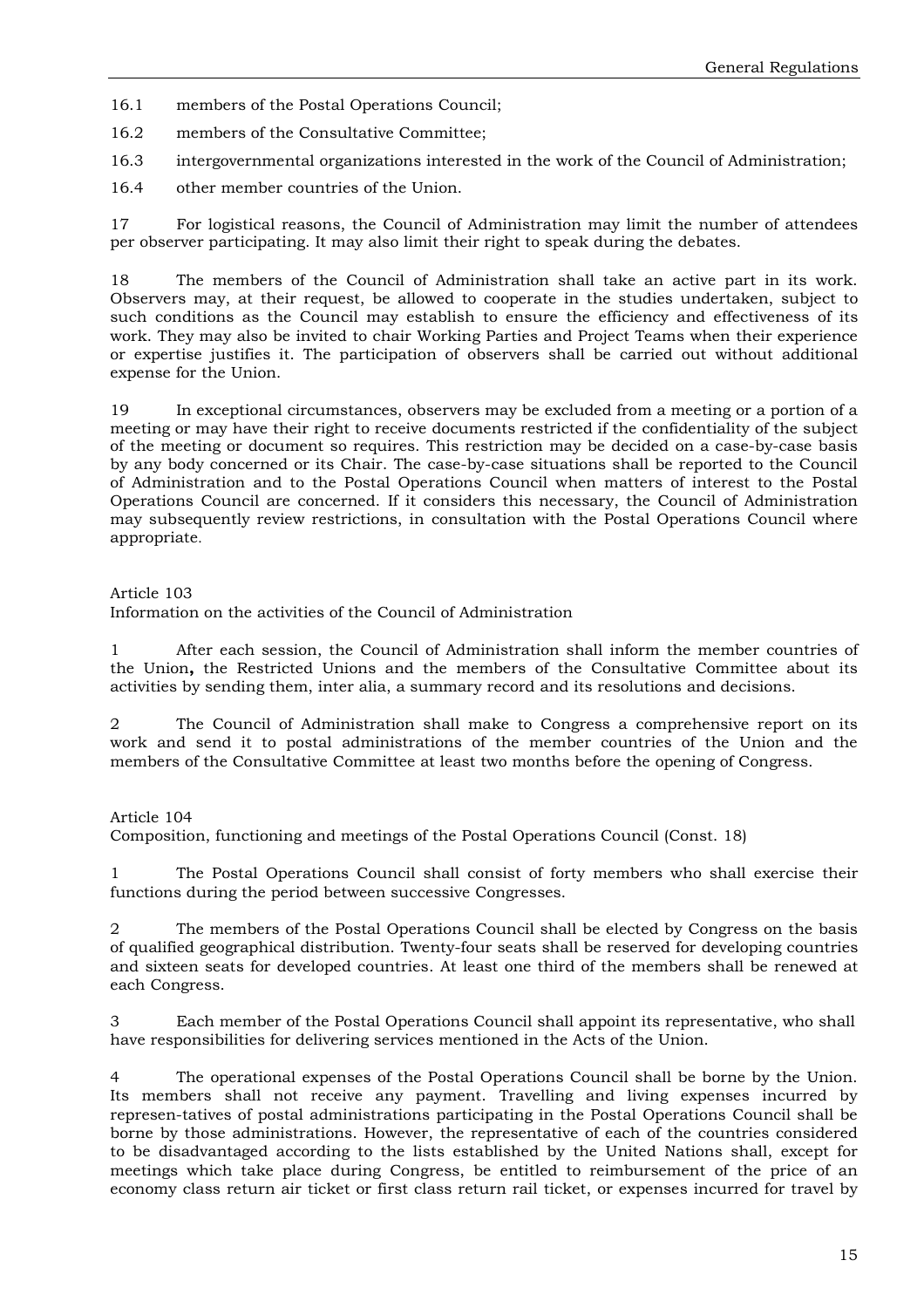16.1 members of the Postal Operations Council;

16.2 members of the Consultative Committee;

16.3 intergovernmental organizations interested in the work of the Council of Administration;

16.4 other member countries of the Union.

17 For logistical reasons, the Council of Administration may limit the number of attendees per observer participating. It may also limit their right to speak during the debates.

18 The members of the Council of Administration shall take an active part in its work. Observers may, at their request, be allowed to cooperate in the studies undertaken, subject to such conditions as the Council may establish to ensure the efficiency and effectiveness of its work. They may also be invited to chair Working Parties and Project Teams when their experience or expertise justifies it. The participation of observers shall be carried out without additional expense for the Union.

19 In exceptional circumstances, observers may be excluded from a meeting or a portion of a meeting or may have their right to receive documents restricted if the confidentiality of the subject of the meeting or document so requires. This restriction may be decided on a case-by-case basis by any body concerned or its Chair. The case-by-case situations shall be reported to the Council of Administration and to the Postal Operations Council when matters of interest to the Postal Operations Council are concerned. If it considers this necessary, the Council of Administration may subsequently review restrictions, in consultation with the Postal Operations Council where appropriate.

Article 103
Information on the activities of the Council of Administration

1 After each session, the Council of Administration shall inform the member countries of the Union**,** the Restricted Unions and the members of the Consultative Committee about its activities by sending them, inter alia, a summary record and its resolutions and decisions.

2 The Council of Administration shall make to Congress a comprehensive report on its work and send it to postal administrations of the member countries of the Union and the members of the Consultative Committee at least two months before the opening of Congress.

Article 104
Composition, functioning and meetings of the Postal Operations Council (Const. 18)

1 The Postal Operations Council shall consist of forty members who shall exercise their functions during the period between successive Congresses.

2 The members of the Postal Operations Council shall be elected by Congress on the basis of qualified geographical distribution. Twenty-four seats shall be reserved for developing countries and sixteen seats for developed countries. At least one third of the members shall be renewed at each Congress.

3 Each member of the Postal Operations Council shall appoint its representative, who shall have responsibilities for delivering services mentioned in the Acts of the Union.

4 The operational expenses of the Postal Operations Council shall be borne by the Union. Its members shall not receive any payment. Travelling and living expenses incurred by represen-tatives of postal administrations participating in the Postal Operations Council shall be borne by those administrations. However, the representative of each of the countries considered to be disadvantaged according to the lists established by the United Nations shall, except for meetings which take place during Congress, be entitled to reimbursement of the price of an economy class return air ticket or first class return rail ticket, or expenses incurred for travel by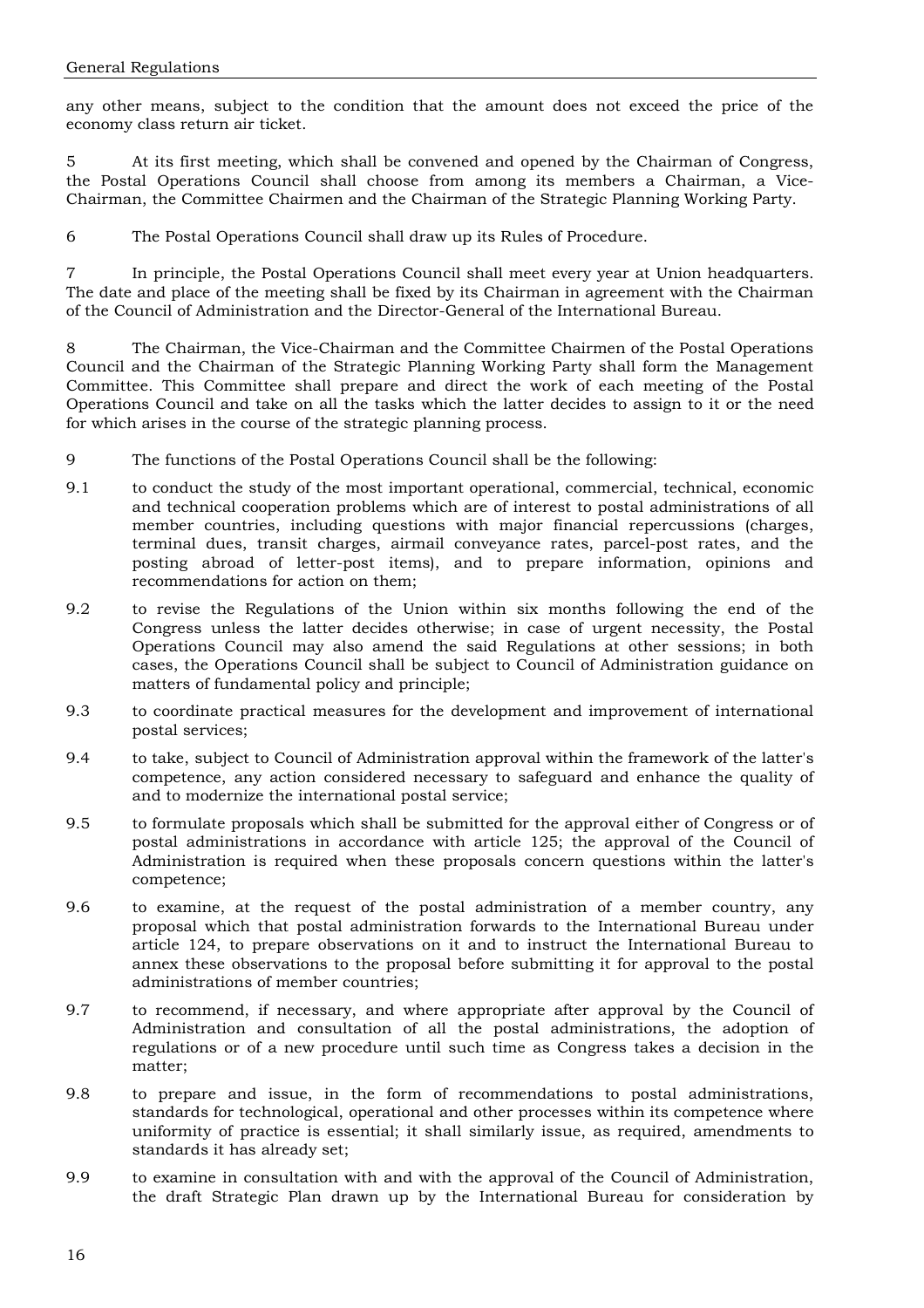any other means, subject to the condition that the amount does not exceed the price of the economy class return air ticket.

5 At its first meeting, which shall be convened and opened by the Chairman of Congress, the Postal Operations Council shall choose from among its members a Chairman, a Vice-Chairman, the Committee Chairmen and the Chairman of the Strategic Planning Working Party.

6 The Postal Operations Council shall draw up its Rules of Procedure.

7 In principle, the Postal Operations Council shall meet every year at Union headquarters. The date and place of the meeting shall be fixed by its Chairman in agreement with the Chairman of the Council of Administration and the Director-General of the International Bureau.

8 The Chairman, the Vice-Chairman and the Committee Chairmen of the Postal Operations Council and the Chairman of the Strategic Planning Working Party shall form the Management Committee. This Committee shall prepare and direct the work of each meeting of the Postal Operations Council and take on all the tasks which the latter decides to assign to it or the need for which arises in the course of the strategic planning process.

9 The functions of the Postal Operations Council shall be the following:

9.1 to conduct the study of the most important operational, commercial, technical, economic and technical cooperation problems which are of interest to postal administrations of all member countries, including questions with major financial repercussions (charges, terminal dues, transit charges, airmail conveyance rates, parcel-post rates, and the posting abroad of letter-post items), and to prepare information, opinions and recommendations for action on them;

9.2 to revise the Regulations of the Union within six months following the end of the Congress unless the latter decides otherwise; in case of urgent necessity, the Postal Operations Council may also amend the said Regulations at other sessions; in both cases, the Operations Council shall be subject to Council of Administration guidance on matters of fundamental policy and principle;

9.3 to coordinate practical measures for the development and improvement of international postal services;

9.4 to take, subject to Council of Administration approval within the framework of the latter's competence, any action considered necessary to safeguard and enhance the quality of and to modernize the international postal service;

9.5 to formulate proposals which shall be submitted for the approval either of Congress or of postal administrations in accordance with article 125; the approval of the Council of Administration is required when these proposals concern questions within the latter's competence;

9.6 to examine, at the request of the postal administration of a member country, any proposal which that postal administration forwards to the International Bureau under article 124, to prepare observations on it and to instruct the International Bureau to annex these observations to the proposal before submitting it for approval to the postal administrations of member countries;

9.7 to recommend, if necessary, and where appropriate after approval by the Council of Administration and consultation of all the postal administrations, the adoption of regulations or of a new procedure until such time as Congress takes a decision in the matter;

9.8 to prepare and issue, in the form of recommendations to postal administrations, standards for technological, operational and other processes within its competence where uniformity of practice is essential; it shall similarly issue, as required, amendments to standards it has already set;

9.9 to examine in consultation with and with the approval of the Council of Administration, the draft Strategic Plan drawn up by the International Bureau for consideration by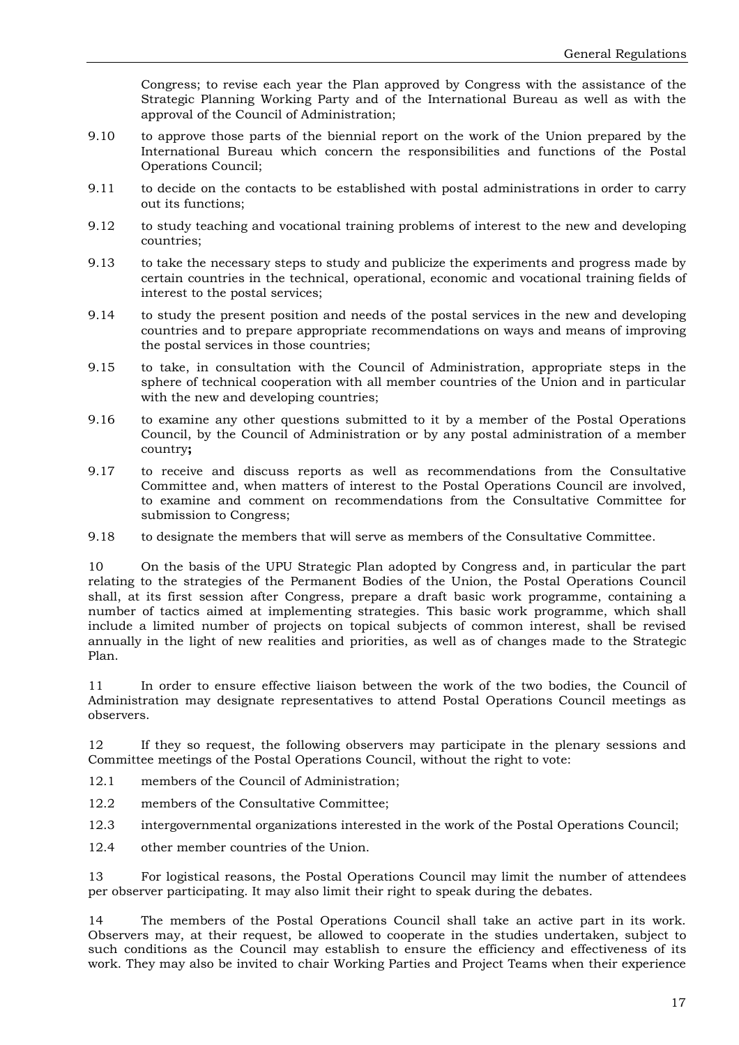Congress; to revise each year the Plan approved by Congress with the assistance of the Strategic Planning Working Party and of the International Bureau as well as with the approval of the Council of Administration;

9.10 to approve those parts of the biennial report on the work of the Union prepared by the International Bureau which concern the responsibilities and functions of the Postal Operations Council;

9.11 to decide on the contacts to be established with postal administrations in order to carry out its functions;

9.12 to study teaching and vocational training problems of interest to the new and developing countries;

9.13 to take the necessary steps to study and publicize the experiments and progress made by certain countries in the technical, operational, economic and vocational training fields of interest to the postal services;

9.14 to study the present position and needs of the postal services in the new and developing countries and to prepare appropriate recommendations on ways and means of improving the postal services in those countries;

9.15 to take, in consultation with the Council of Administration, appropriate steps in the sphere of technical cooperation with all member countries of the Union and in particular with the new and developing countries;

9.16 to examine any other questions submitted to it by a member of the Postal Operations Council, by the Council of Administration or by any postal administration of a member country**;**

9.17 to receive and discuss reports as well as recommendations from the Consultative Committee and, when matters of interest to the Postal Operations Council are involved, to examine and comment on recommendations from the Consultative Committee for submission to Congress;

9.18 to designate the members that will serve as members of the Consultative Committee.

10 On the basis of the UPU Strategic Plan adopted by Congress and, in particular the part relating to the strategies of the Permanent Bodies of the Union, the Postal Operations Council shall, at its first session after Congress, prepare a draft basic work programme, containing a number of tactics aimed at implementing strategies. This basic work programme, which shall include a limited number of projects on topical subjects of common interest, shall be revised annually in the light of new realities and priorities, as well as of changes made to the Strategic Plan.

11 In order to ensure effective liaison between the work of the two bodies, the Council of Administration may designate representatives to attend Postal Operations Council meetings as observers.

12 If they so request, the following observers may participate in the plenary sessions and Committee meetings of the Postal Operations Council, without the right to vote:

12.1 members of the Council of Administration;

12.2 members of the Consultative Committee;

12.3 intergovernmental organizations interested in the work of the Postal Operations Council;

12.4 other member countries of the Union.

13 For logistical reasons, the Postal Operations Council may limit the number of attendees per observer participating. It may also limit their right to speak during the debates.

14 The members of the Postal Operations Council shall take an active part in its work. Observers may, at their request, be allowed to cooperate in the studies undertaken, subject to such conditions as the Council may establish to ensure the efficiency and effectiveness of its work. They may also be invited to chair Working Parties and Project Teams when their experience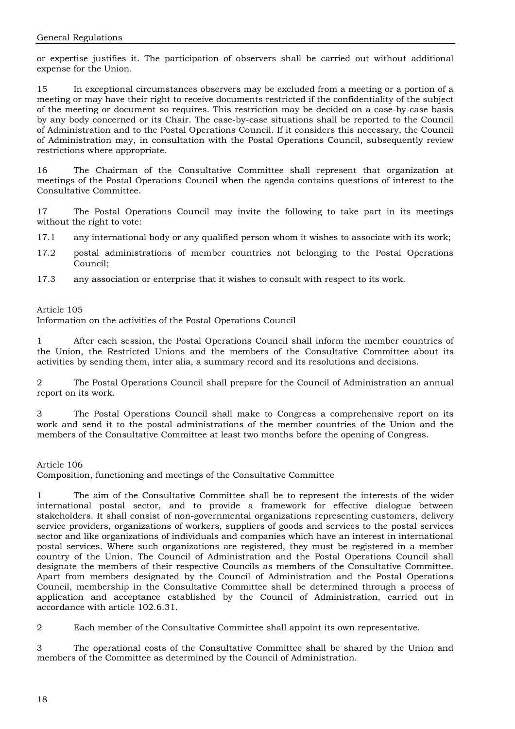or expertise justifies it. The participation of observers shall be carried out without additional expense for the Union.

15 In exceptional circumstances observers may be excluded from a meeting or a portion of a meeting or may have their right to receive documents restricted if the confidentiality of the subject of the meeting or document so requires. This restriction may be decided on a case-by-case basis by any body concerned or its Chair. The case-by-case situations shall be reported to the Council of Administration and to the Postal Operations Council. If it considers this necessary, the Council of Administration may, in consultation with the Postal Operations Council, subsequently review restrictions where appropriate.

16 The Chairman of the Consultative Committee shall represent that organization at meetings of the Postal Operations Council when the agenda contains questions of interest to the Consultative Committee.

17 The Postal Operations Council may invite the following to take part in its meetings without the right to vote:

17.1 any international body or any qualified person whom it wishes to associate with its work;

17.2 postal administrations of member countries not belonging to the Postal Operations Council;

17.3 any association or enterprise that it wishes to consult with respect to its work.

Article 105
Information on the activities of the Postal Operations Council

1 After each session, the Postal Operations Council shall inform the member countries of the Union, the Restricted Unions and the members of the Consultative Committee about its activities by sending them, inter alia, a summary record and its resolutions and decisions.

2 The Postal Operations Council shall prepare for the Council of Administration an annual report on its work.

3 The Postal Operations Council shall make to Congress a comprehensive report on its work and send it to the postal administrations of the member countries of the Union and the members of the Consultative Committee at least two months before the opening of Congress.

Article 106
Composition, functioning and meetings of the Consultative Committee

1 The aim of the Consultative Committee shall be to represent the interests of the wider international postal sector, and to provide a framework for effective dialogue between stakeholders. It shall consist of non-governmental organizations representing customers, delivery service providers, organizations of workers, suppliers of goods and services to the postal services sector and like organizations of individuals and companies which have an interest in international postal services. Where such organizations are registered, they must be registered in a member country of the Union. The Council of Administration and the Postal Operations Council shall designate the members of their respective Councils as members of the Consultative Committee. Apart from members designated by the Council of Administration and the Postal Operations Council, membership in the Consultative Committee shall be determined through a process of application and acceptance established by the Council of Administration, carried out in accordance with article 102.6.31.

2 Each member of the Consultative Committee shall appoint its own representative.

3 The operational costs of the Consultative Committee shall be shared by the Union and members of the Committee as determined by the Council of Administration.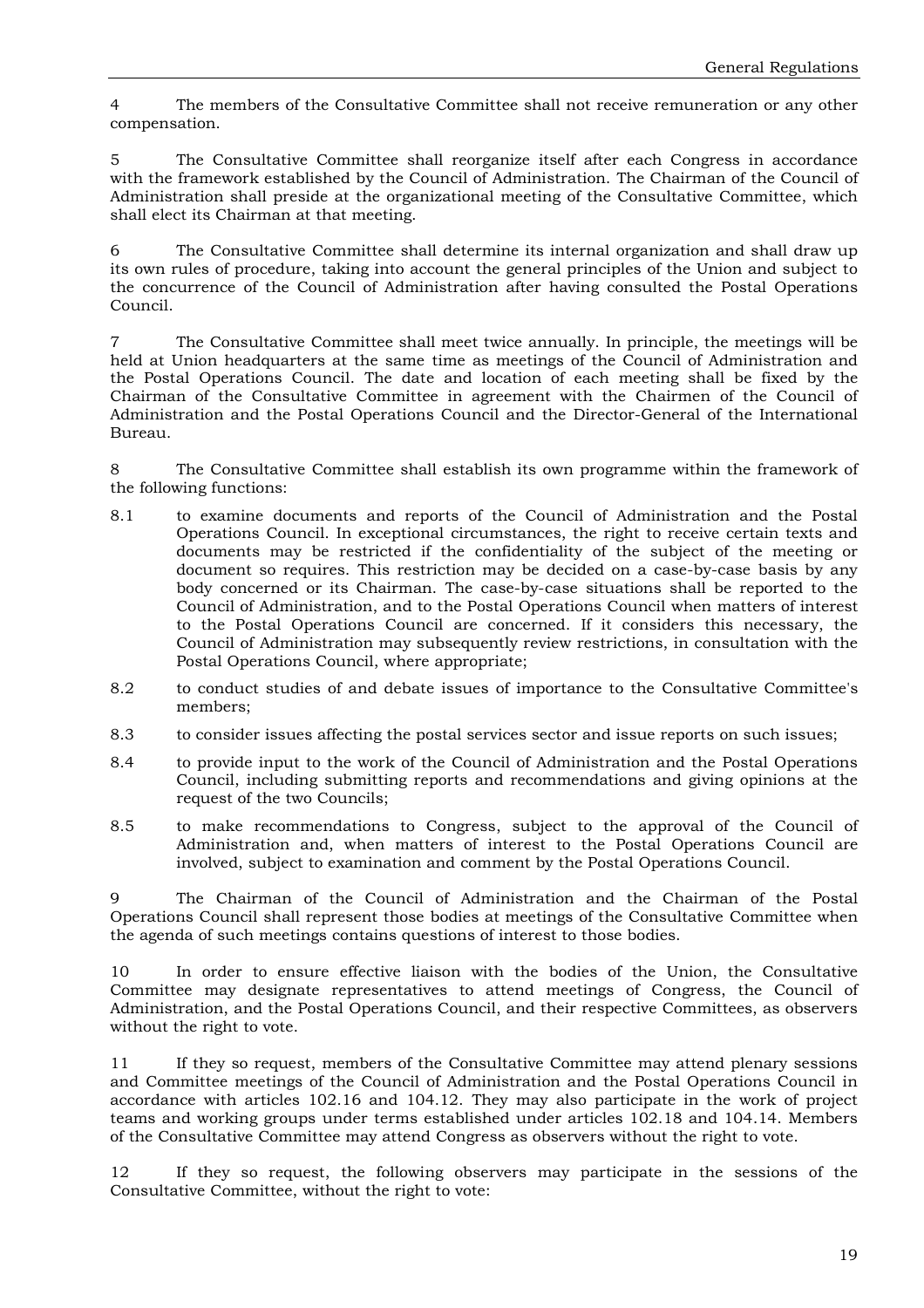4 The members of the Consultative Committee shall not receive remuneration or any other compensation.

5 The Consultative Committee shall reorganize itself after each Congress in accordance with the framework established by the Council of Administration. The Chairman of the Council of Administration shall preside at the organizational meeting of the Consultative Committee, which shall elect its Chairman at that meeting.

6 The Consultative Committee shall determine its internal organization and shall draw up its own rules of procedure, taking into account the general principles of the Union and subject to the concurrence of the Council of Administration after having consulted the Postal Operations Council.

7 The Consultative Committee shall meet twice annually. In principle, the meetings will be held at Union headquarters at the same time as meetings of the Council of Administration and the Postal Operations Council. The date and location of each meeting shall be fixed by the Chairman of the Consultative Committee in agreement with the Chairmen of the Council of Administration and the Postal Operations Council and the Director-General of the International Bureau.

8 The Consultative Committee shall establish its own programme within the framework of the following functions:

8.1 to examine documents and reports of the Council of Administration and the Postal Operations Council. In exceptional circumstances, the right to receive certain texts and documents may be restricted if the confidentiality of the subject of the meeting or document so requires. This restriction may be decided on a case-by-case basis by any body concerned or its Chairman. The case-by-case situations shall be reported to the Council of Administration, and to the Postal Operations Council when matters of interest to the Postal Operations Council are concerned. If it considers this necessary, the Council of Administration may subsequently review restrictions, in consultation with the Postal Operations Council, where appropriate;

8.2 to conduct studies of and debate issues of importance to the Consultative Committee's members;

8.3 to consider issues affecting the postal services sector and issue reports on such issues;

8.4 to provide input to the work of the Council of Administration and the Postal Operations Council, including submitting reports and recommendations and giving opinions at the request of the two Councils;

8.5 to make recommendations to Congress, subject to the approval of the Council of Administration and, when matters of interest to the Postal Operations Council are involved, subject to examination and comment by the Postal Operations Council.

9 The Chairman of the Council of Administration and the Chairman of the Postal Operations Council shall represent those bodies at meetings of the Consultative Committee when the agenda of such meetings contains questions of interest to those bodies.

10 In order to ensure effective liaison with the bodies of the Union, the Consultative Committee may designate representatives to attend meetings of Congress, the Council of Administration, and the Postal Operations Council, and their respective Committees, as observers without the right to vote.

11 If they so request, members of the Consultative Committee may attend plenary sessions and Committee meetings of the Council of Administration and the Postal Operations Council in accordance with articles 102.16 and 104.12. They may also participate in the work of project teams and working groups under terms established under articles 102.18 and 104.14. Members of the Consultative Committee may attend Congress as observers without the right to vote.

12 If they so request, the following observers may participate in the sessions of the Consultative Committee, without the right to vote: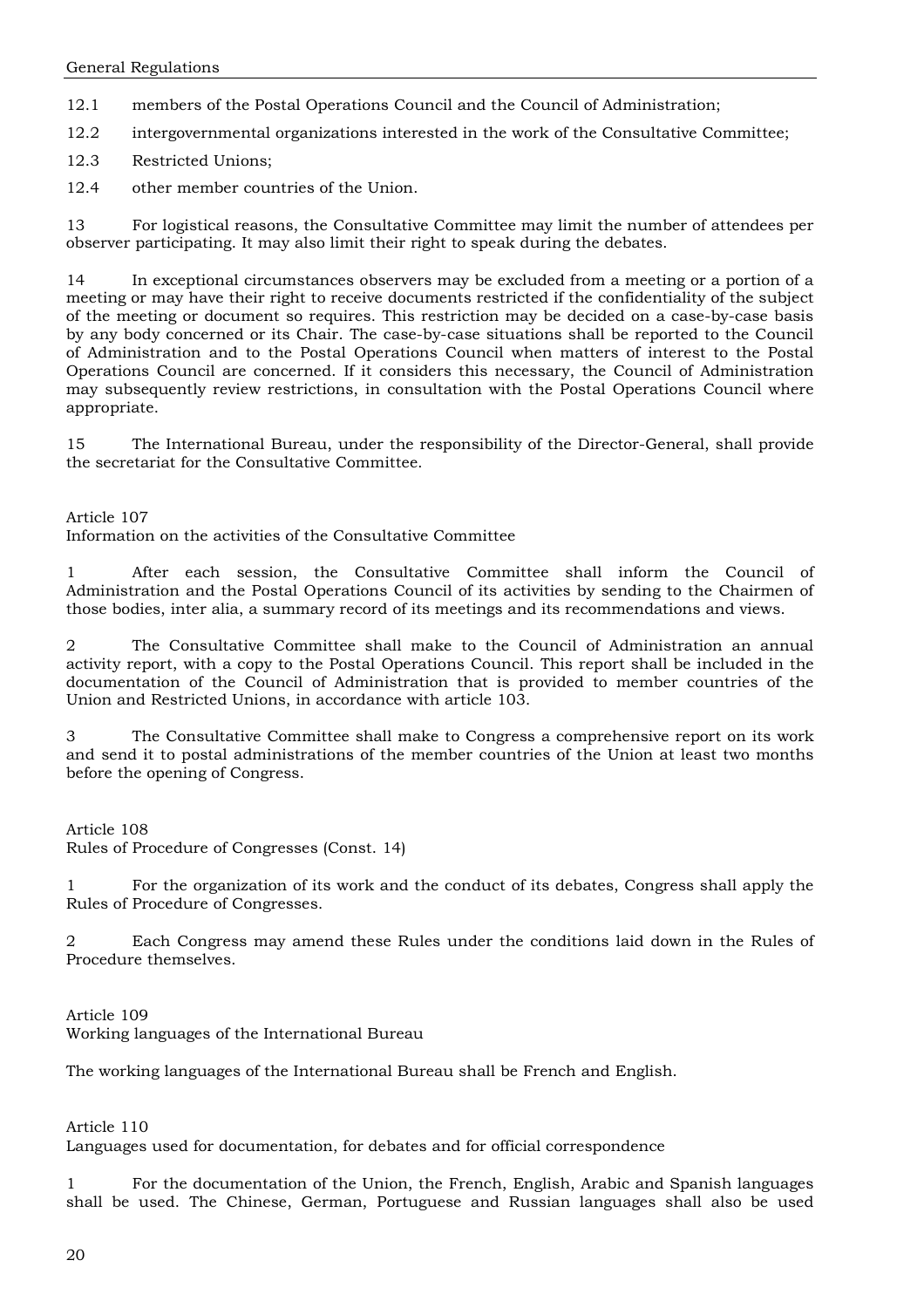12.1 members of the Postal Operations Council and the Council of Administration;

12.2 intergovernmental organizations interested in the work of the Consultative Committee;

12.3 Restricted Unions;

12.4 other member countries of the Union.

13 For logistical reasons, the Consultative Committee may limit the number of attendees per observer participating. It may also limit their right to speak during the debates.

14 In exceptional circumstances observers may be excluded from a meeting or a portion of a meeting or may have their right to receive documents restricted if the confidentiality of the subject of the meeting or document so requires. This restriction may be decided on a case-by-case basis by any body concerned or its Chair. The case-by-case situations shall be reported to the Council of Administration and to the Postal Operations Council when matters of interest to the Postal Operations Council are concerned. If it considers this necessary, the Council of Administration may subsequently review restrictions, in consultation with the Postal Operations Council where appropriate.

15 The International Bureau, under the responsibility of the Director-General, shall provide the secretariat for the Consultative Committee.

## Article 107
### Information on the activities of the Consultative Committee

1 After each session, the Consultative Committee shall inform the Council of Administration and the Postal Operations Council of its activities by sending to the Chairmen of those bodies, inter alia, a summary record of its meetings and its recommendations and views.

2 The Consultative Committee shall make to the Council of Administration an annual activity report, with a copy to the Postal Operations Council. This report shall be included in the documentation of the Council of Administration that is provided to member countries of the Union and Restricted Unions, in accordance with article 103.

3 The Consultative Committee shall make to Congress a comprehensive report on its work and send it to postal administrations of the member countries of the Union at least two months before the opening of Congress.

## Article 108
### Rules of Procedure of Congresses (Const. 14)

1 For the organization of its work and the conduct of its debates, Congress shall apply the Rules of Procedure of Congresses.

2 Each Congress may amend these Rules under the conditions laid down in the Rules of Procedure themselves.

## Article 109
### Working languages of the International Bureau

The working languages of the International Bureau shall be French and English.

## Article 110
### Languages used for documentation, for debates and for official correspondence

1 For the documentation of the Union, the French, English, Arabic and Spanish languages shall be used. The Chinese, German, Portuguese and Russian languages shall also be used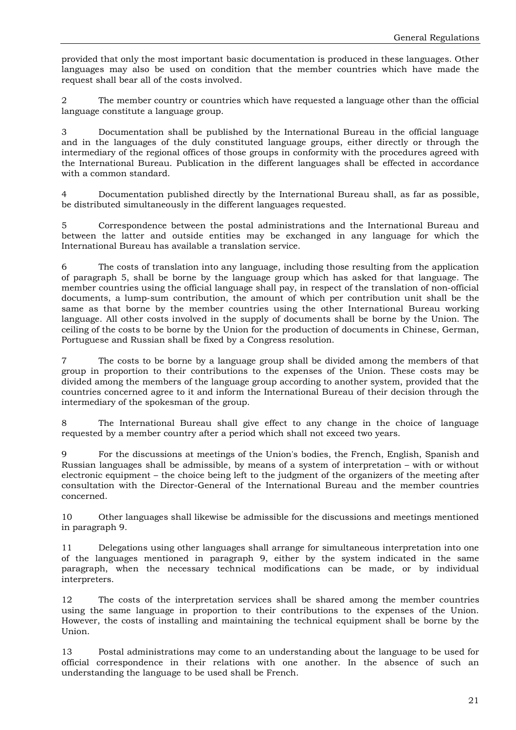provided that only the most important basic documentation is produced in these languages. Other languages may also be used on condition that the member countries which have made the request shall bear all of the costs involved.

2 The member country or countries which have requested a language other than the official language constitute a language group.

3 Documentation shall be published by the International Bureau in the official language and in the languages of the duly constituted language groups, either directly or through the intermediary of the regional offices of those groups in conformity with the procedures agreed with the International Bureau. Publication in the different languages shall be effected in accordance with a common standard.

4 Documentation published directly by the International Bureau shall, as far as possible, be distributed simultaneously in the different languages requested.

5 Correspondence between the postal administrations and the International Bureau and between the latter and outside entities may be exchanged in any language for which the International Bureau has available a translation service.

6 The costs of translation into any language, including those resulting from the application of paragraph 5, shall be borne by the language group which has asked for that language. The member countries using the official language shall pay, in respect of the translation of non-official documents, a lump-sum contribution, the amount of which per contribution unit shall be the same as that borne by the member countries using the other International Bureau working language. All other costs involved in the supply of documents shall be borne by the Union. The ceiling of the costs to be borne by the Union for the production of documents in Chinese, German, Portuguese and Russian shall be fixed by a Congress resolution.

7 The costs to be borne by a language group shall be divided among the members of that group in proportion to their contributions to the expenses of the Union. These costs may be divided among the members of the language group according to another system, provided that the countries concerned agree to it and inform the International Bureau of their decision through the intermediary of the spokesman of the group.

8 The International Bureau shall give effect to any change in the choice of language requested by a member country after a period which shall not exceed two years.

9 For the discussions at meetings of the Union's bodies, the French, English, Spanish and Russian languages shall be admissible, by means of a system of interpretation – with or without electronic equipment – the choice being left to the judgment of the organizers of the meeting after consultation with the Director-General of the International Bureau and the member countries concerned.

10 Other languages shall likewise be admissible for the discussions and meetings mentioned in paragraph 9.

11 Delegations using other languages shall arrange for simultaneous interpretation into one of the languages mentioned in paragraph 9, either by the system indicated in the same paragraph, when the necessary technical modifications can be made, or by individual interpreters.

12 The costs of the interpretation services shall be shared among the member countries using the same language in proportion to their contributions to the expenses of the Union. However, the costs of installing and maintaining the technical equipment shall be borne by the Union.

13 Postal administrations may come to an understanding about the language to be used for official correspondence in their relations with one another. In the absence of such an understanding the language to be used shall be French.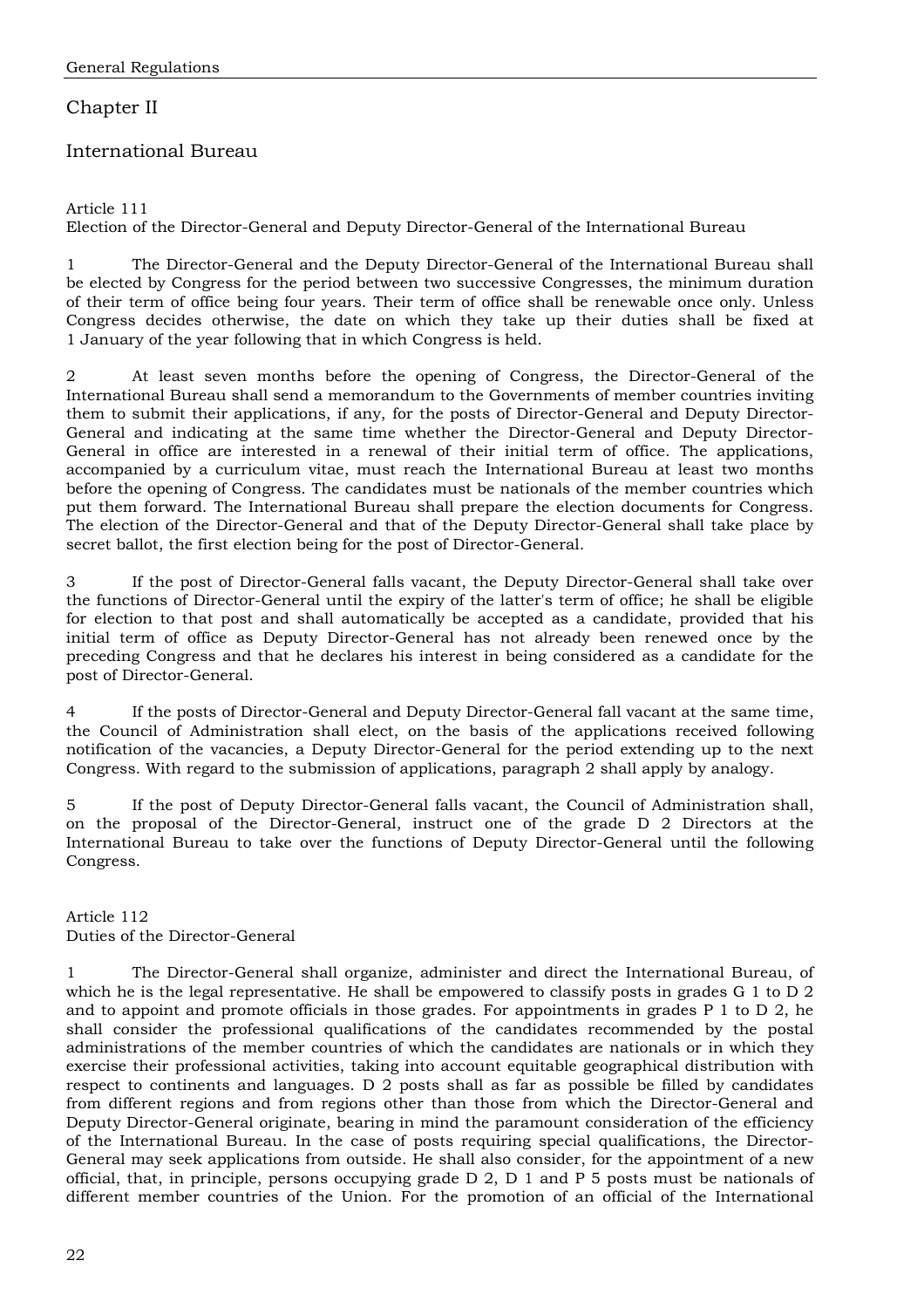## Chapter II

## International Bureau

### Article 111
### Election of the Director-General and Deputy Director-General of the International Bureau

1 The Director-General and the Deputy Director-General of the International Bureau shall be elected by Congress for the period between two successive Congresses, the minimum duration of their term of office being four years. Their term of office shall be renewable once only. Unless Congress decides otherwise, the date on which they take up their duties shall be fixed at 1 January of the year following that in which Congress is held.

2 At least seven months before the opening of Congress, the Director-General of the International Bureau shall send a memorandum to the Governments of member countries inviting them to submit their applications, if any, for the posts of Director-General and Deputy Director-General and indicating at the same time whether the Director-General and Deputy Director-General in office are interested in a renewal of their initial term of office. The applications, accompanied by a curriculum vitae, must reach the International Bureau at least two months before the opening of Congress. The candidates must be nationals of the member countries which put them forward. The International Bureau shall prepare the election documents for Congress. The election of the Director-General and that of the Deputy Director-General shall take place by secret ballot, the first election being for the post of Director-General.

3 If the post of Director-General falls vacant, the Deputy Director-General shall take over the functions of Director-General until the expiry of the latter's term of office; he shall be eligible for election to that post and shall automatically be accepted as a candidate, provided that his initial term of office as Deputy Director-General has not already been renewed once by the preceding Congress and that he declares his interest in being considered as a candidate for the post of Director-General.

4 If the posts of Director-General and Deputy Director-General fall vacant at the same time, the Council of Administration shall elect, on the basis of the applications received following notification of the vacancies, a Deputy Director-General for the period extending up to the next Congress. With regard to the submission of applications, paragraph 2 shall apply by analogy.

5 If the post of Deputy Director-General falls vacant, the Council of Administration shall, on the proposal of the Director-General, instruct one of the grade D 2 Directors at the International Bureau to take over the functions of Deputy Director-General until the following Congress.

### Article 112
### Duties of the Director-General

1 The Director-General shall organize, administer and direct the International Bureau, of which he is the legal representative. He shall be empowered to classify posts in grades G 1 to D 2 and to appoint and promote officials in those grades. For appointments in grades P 1 to D 2, he shall consider the professional qualifications of the candidates recommended by the postal administrations of the member countries of which the candidates are nationals or in which they exercise their professional activities, taking into account equitable geographical distribution with respect to continents and languages. D 2 posts shall as far as possible be filled by candidates from different regions and from regions other than those from which the Director-General and Deputy Director-General originate, bearing in mind the paramount consideration of the efficiency of the International Bureau. In the case of posts requiring special qualifications, the Director-General may seek applications from outside. He shall also consider, for the appointment of a new official, that, in principle, persons occupying grade D 2, D 1 and P 5 posts must be nationals of different member countries of the Union. For the promotion of an official of the International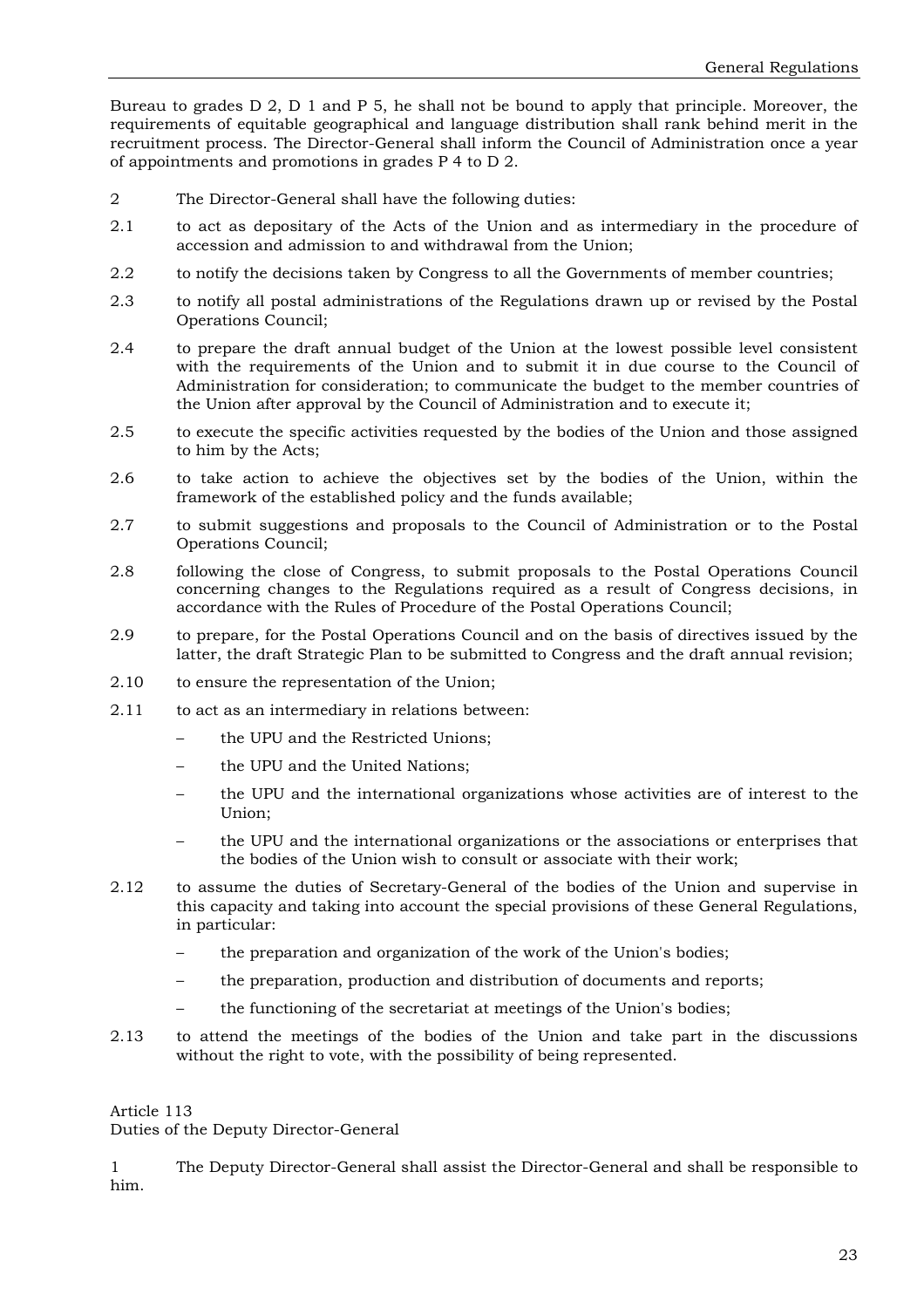Bureau to grades D 2, D 1 and P 5, he shall not be bound to apply that principle. Moreover, the requirements of equitable geographical and language distribution shall rank behind merit in the recruitment process. The Director-General shall inform the Council of Administration once a year of appointments and promotions in grades P 4 to D 2.

2 The Director-General shall have the following duties:

2.1 to act as depositary of the Acts of the Union and as intermediary in the procedure of accession and admission to and withdrawal from the Union;

2.2 to notify the decisions taken by Congress to all the Governments of member countries;

2.3 to notify all postal administrations of the Regulations drawn up or revised by the Postal Operations Council;

2.4 to prepare the draft annual budget of the Union at the lowest possible level consistent with the requirements of the Union and to submit it in due course to the Council of Administration for consideration; to communicate the budget to the member countries of the Union after approval by the Council of Administration and to execute it;

2.5 to execute the specific activities requested by the bodies of the Union and those assigned to him by the Acts;

2.6 to take action to achieve the objectives set by the bodies of the Union, within the framework of the established policy and the funds available;

2.7 to submit suggestions and proposals to the Council of Administration or to the Postal Operations Council;

2.8 following the close of Congress, to submit proposals to the Postal Operations Council concerning changes to the Regulations required as a result of Congress decisions, in accordance with the Rules of Procedure of the Postal Operations Council;

2.9 to prepare, for the Postal Operations Council and on the basis of directives issued by the latter, the draft Strategic Plan to be submitted to Congress and the draft annual revision;

2.10 to ensure the representation of the Union;

2.11 to act as an intermediary in relations between:

- the UPU and the Restricted Unions;
- the UPU and the United Nations;
- the UPU and the international organizations whose activities are of interest to the Union;
- the UPU and the international organizations or the associations or enterprises that the bodies of the Union wish to consult or associate with their work;

2.12 to assume the duties of Secretary-General of the bodies of the Union and supervise in this capacity and taking into account the special provisions of these General Regulations, in particular:

- the preparation and organization of the work of the Union's bodies;
- the preparation, production and distribution of documents and reports;
- the functioning of the secretariat at meetings of the Union's bodies;

2.13 to attend the meetings of the bodies of the Union and take part in the discussions without the right to vote, with the possibility of being represented.

## Article 113
## Duties of the Deputy Director-General

1 The Deputy Director-General shall assist the Director-General and shall be responsible to him.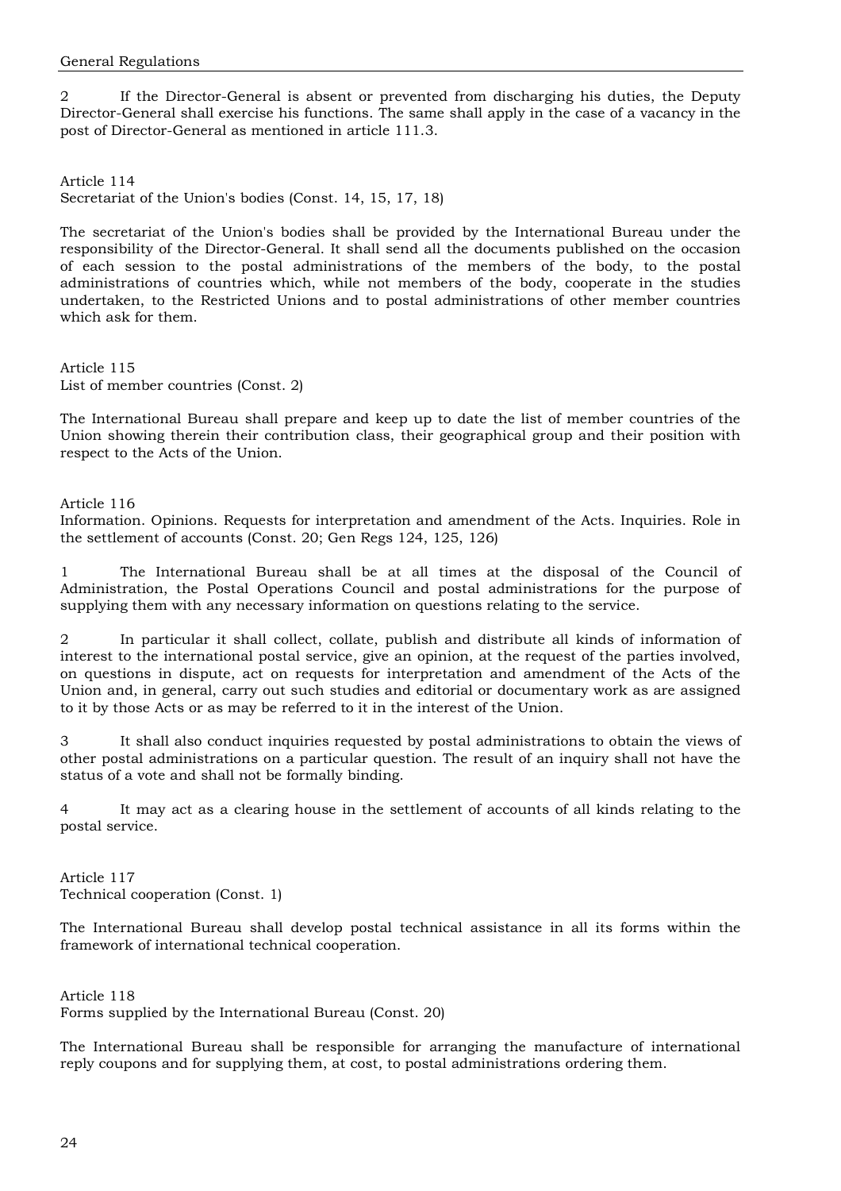2 If the Director-General is absent or prevented from discharging his duties, the Deputy Director-General shall exercise his functions. The same shall apply in the case of a vacancy in the post of Director-General as mentioned in article 111.3.

Article 114
Secretariat of the Union's bodies (Const. 14, 15, 17, 18)

The secretariat of the Union's bodies shall be provided by the International Bureau under the responsibility of the Director-General. It shall send all the documents published on the occasion of each session to the postal administrations of the members of the body, to the postal administrations of countries which, while not members of the body, cooperate in the studies undertaken, to the Restricted Unions and to postal administrations of other member countries which ask for them.

Article 115
List of member countries (Const. 2)

The International Bureau shall prepare and keep up to date the list of member countries of the Union showing therein their contribution class, their geographical group and their position with respect to the Acts of the Union.

Article 116
Information. Opinions. Requests for interpretation and amendment of the Acts. Inquiries. Role in the settlement of accounts (Const. 20; Gen Regs 124, 125, 126)

1 The International Bureau shall be at all times at the disposal of the Council of Administration, the Postal Operations Council and postal administrations for the purpose of supplying them with any necessary information on questions relating to the service.

2 In particular it shall collect, collate, publish and distribute all kinds of information of interest to the international postal service, give an opinion, at the request of the parties involved, on questions in dispute, act on requests for interpretation and amendment of the Acts of the Union and, in general, carry out such studies and editorial or documentary work as are assigned to it by those Acts or as may be referred to it in the interest of the Union.

3 It shall also conduct inquiries requested by postal administrations to obtain the views of other postal administrations on a particular question. The result of an inquiry shall not have the status of a vote and shall not be formally binding.

4 It may act as a clearing house in the settlement of accounts of all kinds relating to the postal service.

Article 117
Technical cooperation (Const. 1)

The International Bureau shall develop postal technical assistance in all its forms within the framework of international technical cooperation.

Article 118
Forms supplied by the International Bureau (Const. 20)

The International Bureau shall be responsible for arranging the manufacture of international reply coupons and for supplying them, at cost, to postal administrations ordering them.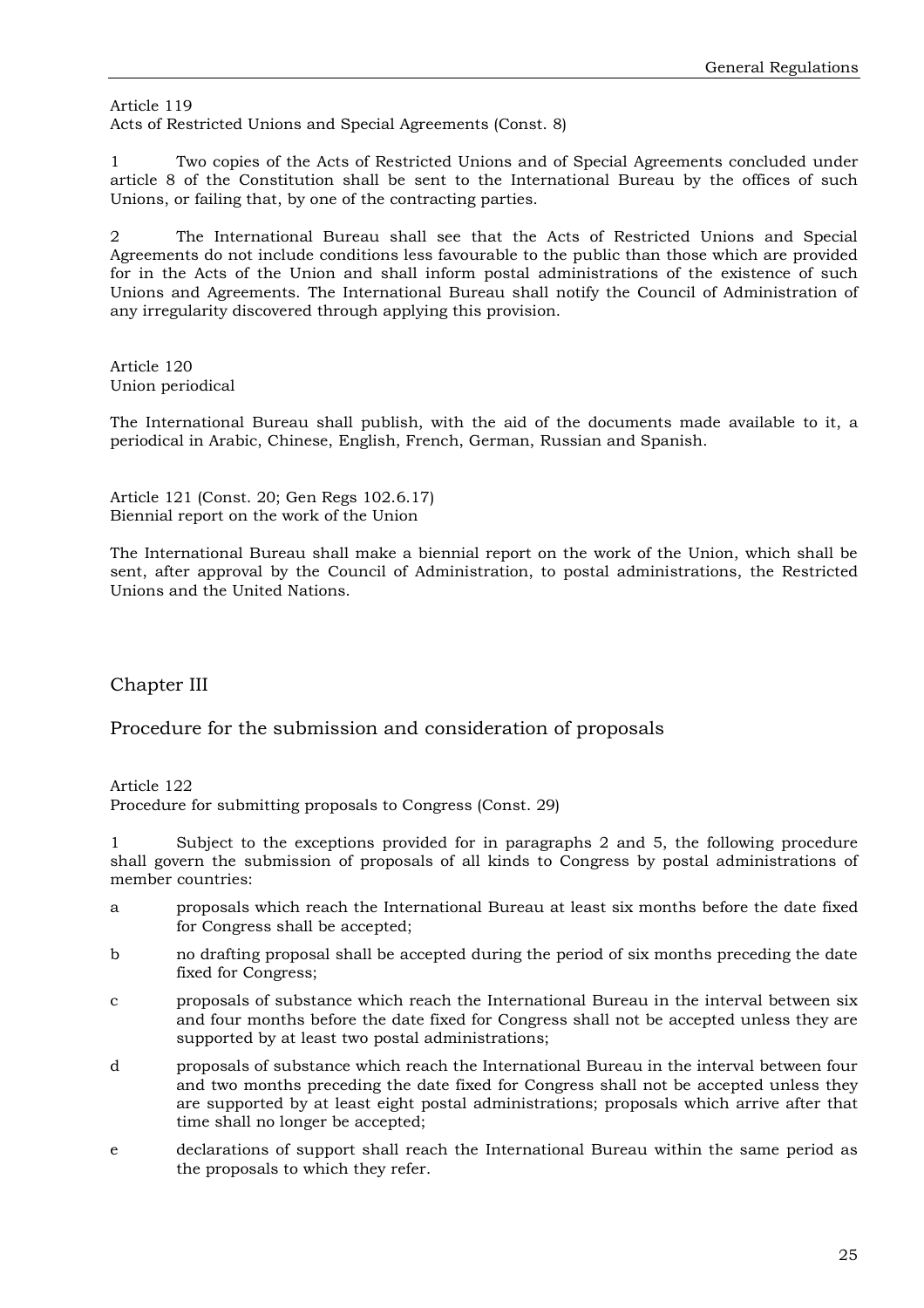Article 119
Acts of Restricted Unions and Special Agreements (Const. 8)

1 Two copies of the Acts of Restricted Unions and of Special Agreements concluded under article 8 of the Constitution shall be sent to the International Bureau by the offices of such Unions, or failing that, by one of the contracting parties.

2 The International Bureau shall see that the Acts of Restricted Unions and Special Agreements do not include conditions less favourable to the public than those which are provided for in the Acts of the Union and shall inform postal administrations of the existence of such Unions and Agreements. The International Bureau shall notify the Council of Administration of any irregularity discovered through applying this provision.

Article 120
Union periodical

The International Bureau shall publish, with the aid of the documents made available to it, a periodical in Arabic, Chinese, English, French, German, Russian and Spanish.

Article 121 (Const. 20; Gen Regs 102.6.17)
Biennial report on the work of the Union

The International Bureau shall make a biennial report on the work of the Union, which shall be sent, after approval by the Council of Administration, to postal administrations, the Restricted Unions and the United Nations.

## Chapter III

## Procedure for the submission and consideration of proposals

Article 122
Procedure for submitting proposals to Congress (Const. 29)

1 Subject to the exceptions provided for in paragraphs 2 and 5, the following procedure shall govern the submission of proposals of all kinds to Congress by postal administrations of member countries:

a proposals which reach the International Bureau at least six months before the date fixed for Congress shall be accepted;

b no drafting proposal shall be accepted during the period of six months preceding the date fixed for Congress;

c proposals of substance which reach the International Bureau in the interval between six and four months before the date fixed for Congress shall not be accepted unless they are supported by at least two postal administrations;

d proposals of substance which reach the International Bureau in the interval between four and two months preceding the date fixed for Congress shall not be accepted unless they are supported by at least eight postal administrations; proposals which arrive after that time shall no longer be accepted;

e declarations of support shall reach the International Bureau within the same period as the proposals to which they refer.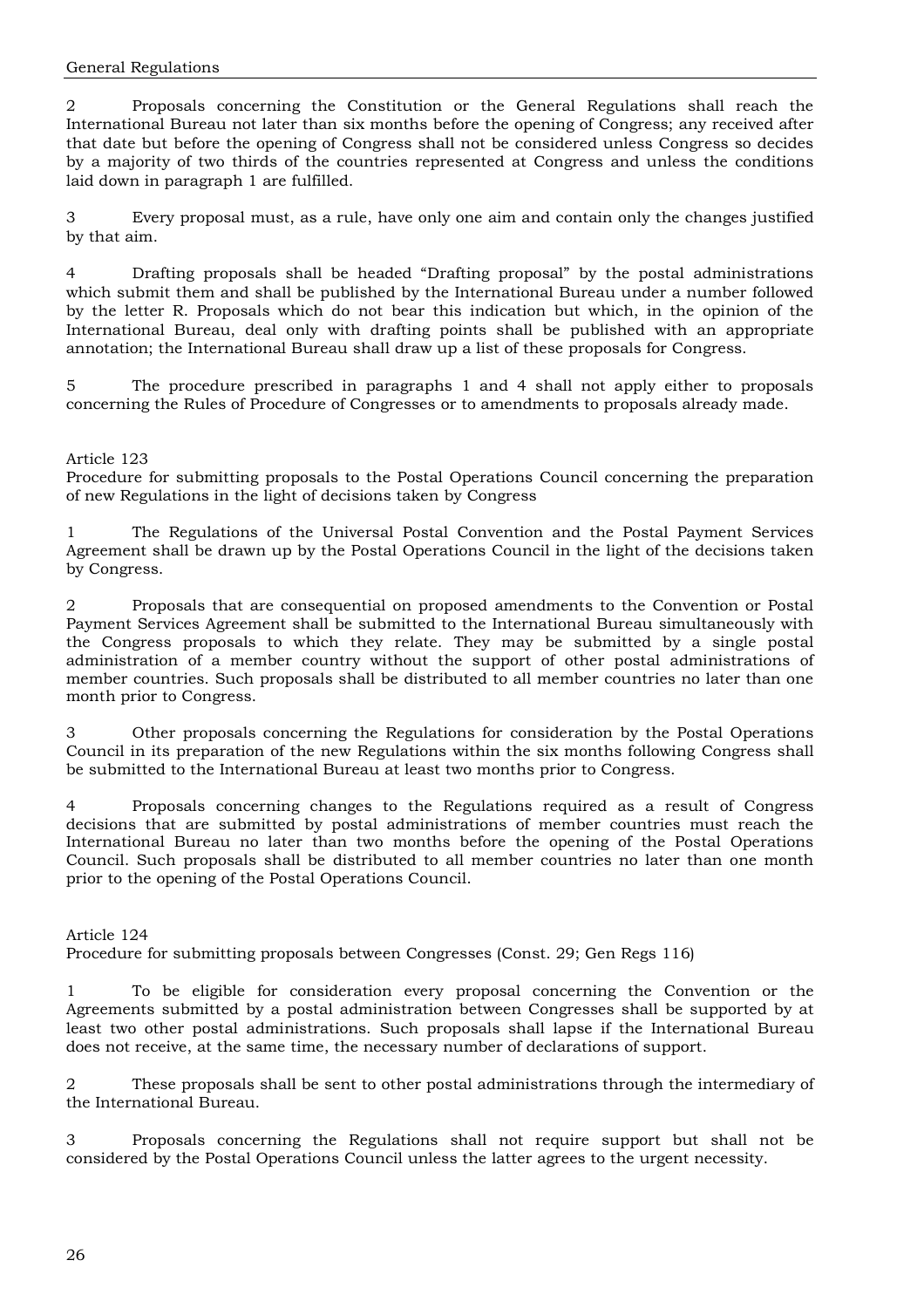2 Proposals concerning the Constitution or the General Regulations shall reach the International Bureau not later than six months before the opening of Congress; any received after that date but before the opening of Congress shall not be considered unless Congress so decides by a majority of two thirds of the countries represented at Congress and unless the conditions laid down in paragraph 1 are fulfilled.

3 Every proposal must, as a rule, have only one aim and contain only the changes justified by that aim.

4 Drafting proposals shall be headed "Drafting proposal" by the postal administrations which submit them and shall be published by the International Bureau under a number followed by the letter R. Proposals which do not bear this indication but which, in the opinion of the International Bureau, deal only with drafting points shall be published with an appropriate annotation; the International Bureau shall draw up a list of these proposals for Congress.

5 The procedure prescribed in paragraphs 1 and 4 shall not apply either to proposals concerning the Rules of Procedure of Congresses or to amendments to proposals already made.

## Article 123
Procedure for submitting proposals to the Postal Operations Council concerning the preparation of new Regulations in the light of decisions taken by Congress

1 The Regulations of the Universal Postal Convention and the Postal Payment Services Agreement shall be drawn up by the Postal Operations Council in the light of the decisions taken by Congress.

2 Proposals that are consequential on proposed amendments to the Convention or Postal Payment Services Agreement shall be submitted to the International Bureau simultaneously with the Congress proposals to which they relate. They may be submitted by a single postal administration of a member country without the support of other postal administrations of member countries. Such proposals shall be distributed to all member countries no later than one month prior to Congress.

3 Other proposals concerning the Regulations for consideration by the Postal Operations Council in its preparation of the new Regulations within the six months following Congress shall be submitted to the International Bureau at least two months prior to Congress.

4 Proposals concerning changes to the Regulations required as a result of Congress decisions that are submitted by postal administrations of member countries must reach the International Bureau no later than two months before the opening of the Postal Operations Council. Such proposals shall be distributed to all member countries no later than one month prior to the opening of the Postal Operations Council.

## Article 124
Procedure for submitting proposals between Congresses (Const. 29; Gen Regs 116)

1 To be eligible for consideration every proposal concerning the Convention or the Agreements submitted by a postal administration between Congresses shall be supported by at least two other postal administrations. Such proposals shall lapse if the International Bureau does not receive, at the same time, the necessary number of declarations of support.

2 These proposals shall be sent to other postal administrations through the intermediary of the International Bureau.

3 Proposals concerning the Regulations shall not require support but shall not be considered by the Postal Operations Council unless the latter agrees to the urgent necessity.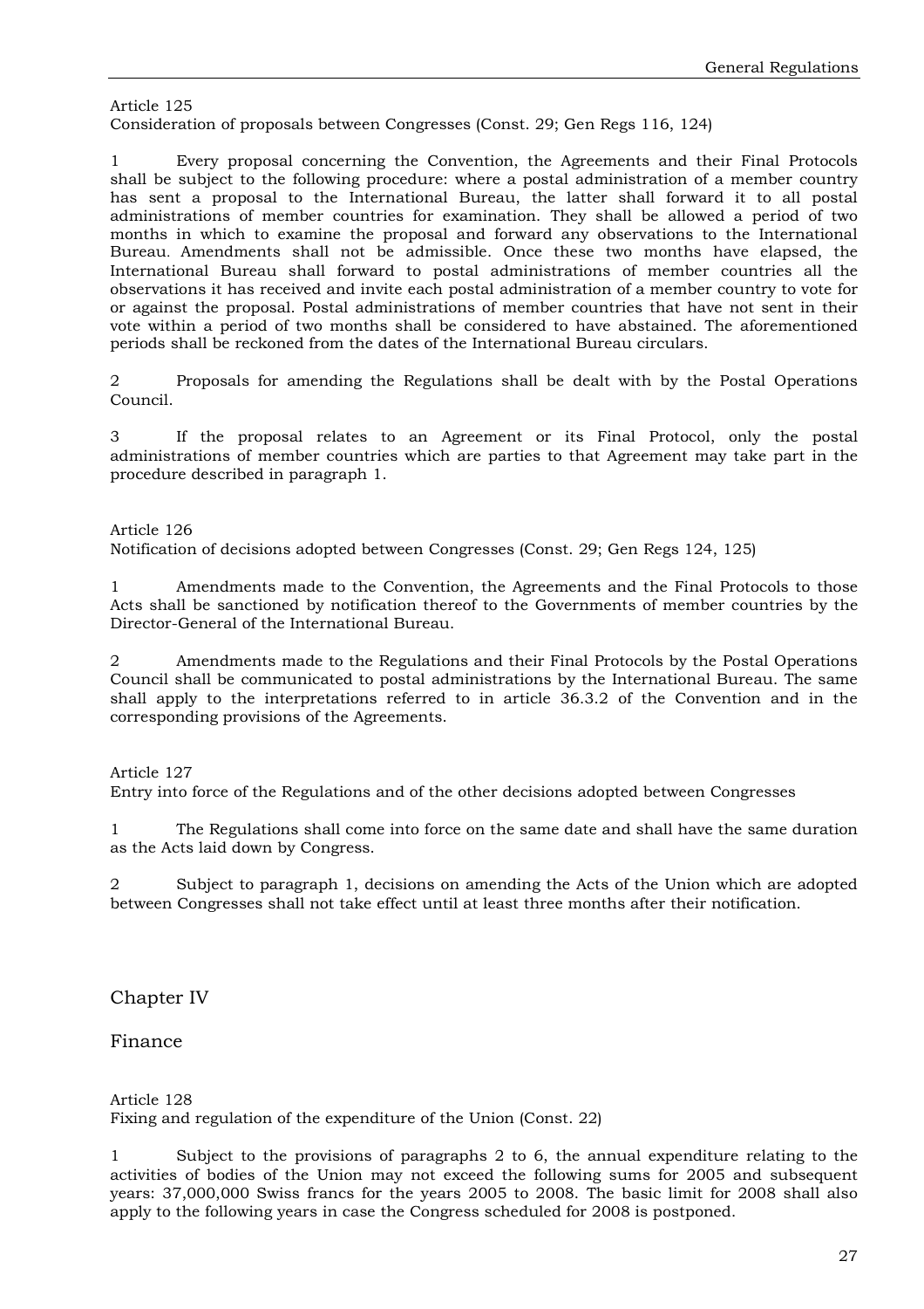Article 125
Consideration of proposals between Congresses (Const. 29; Gen Regs 116, 124)

1 Every proposal concerning the Convention, the Agreements and their Final Protocols shall be subject to the following procedure: where a postal administration of a member country has sent a proposal to the International Bureau, the latter shall forward it to all postal administrations of member countries for examination. They shall be allowed a period of two months in which to examine the proposal and forward any observations to the International Bureau. Amendments shall not be admissible. Once these two months have elapsed, the International Bureau shall forward to postal administrations of member countries all the observations it has received and invite each postal administration of a member country to vote for or against the proposal. Postal administrations of member countries that have not sent in their vote within a period of two months shall be considered to have abstained. The aforementioned periods shall be reckoned from the dates of the International Bureau circulars.

2 Proposals for amending the Regulations shall be dealt with by the Postal Operations Council.

3 If the proposal relates to an Agreement or its Final Protocol, only the postal administrations of member countries which are parties to that Agreement may take part in the procedure described in paragraph 1.

Article 126
Notification of decisions adopted between Congresses (Const. 29; Gen Regs 124, 125)

1 Amendments made to the Convention, the Agreements and the Final Protocols to those Acts shall be sanctioned by notification thereof to the Governments of member countries by the Director-General of the International Bureau.

2 Amendments made to the Regulations and their Final Protocols by the Postal Operations Council shall be communicated to postal administrations by the International Bureau. The same shall apply to the interpretations referred to in article 36.3.2 of the Convention and in the corresponding provisions of the Agreements.

Article 127
Entry into force of the Regulations and of the other decisions adopted between Congresses

1 The Regulations shall come into force on the same date and shall have the same duration as the Acts laid down by Congress.

2 Subject to paragraph 1, decisions on amending the Acts of the Union which are adopted between Congresses shall not take effect until at least three months after their notification.

## Chapter IV

## Finance

Article 128
Fixing and regulation of the expenditure of the Union (Const. 22)

1 Subject to the provisions of paragraphs 2 to 6, the annual expenditure relating to the activities of bodies of the Union may not exceed the following sums for 2005 and subsequent years: 37,000,000 Swiss francs for the years 2005 to 2008. The basic limit for 2008 shall also apply to the following years in case the Congress scheduled for 2008 is postponed.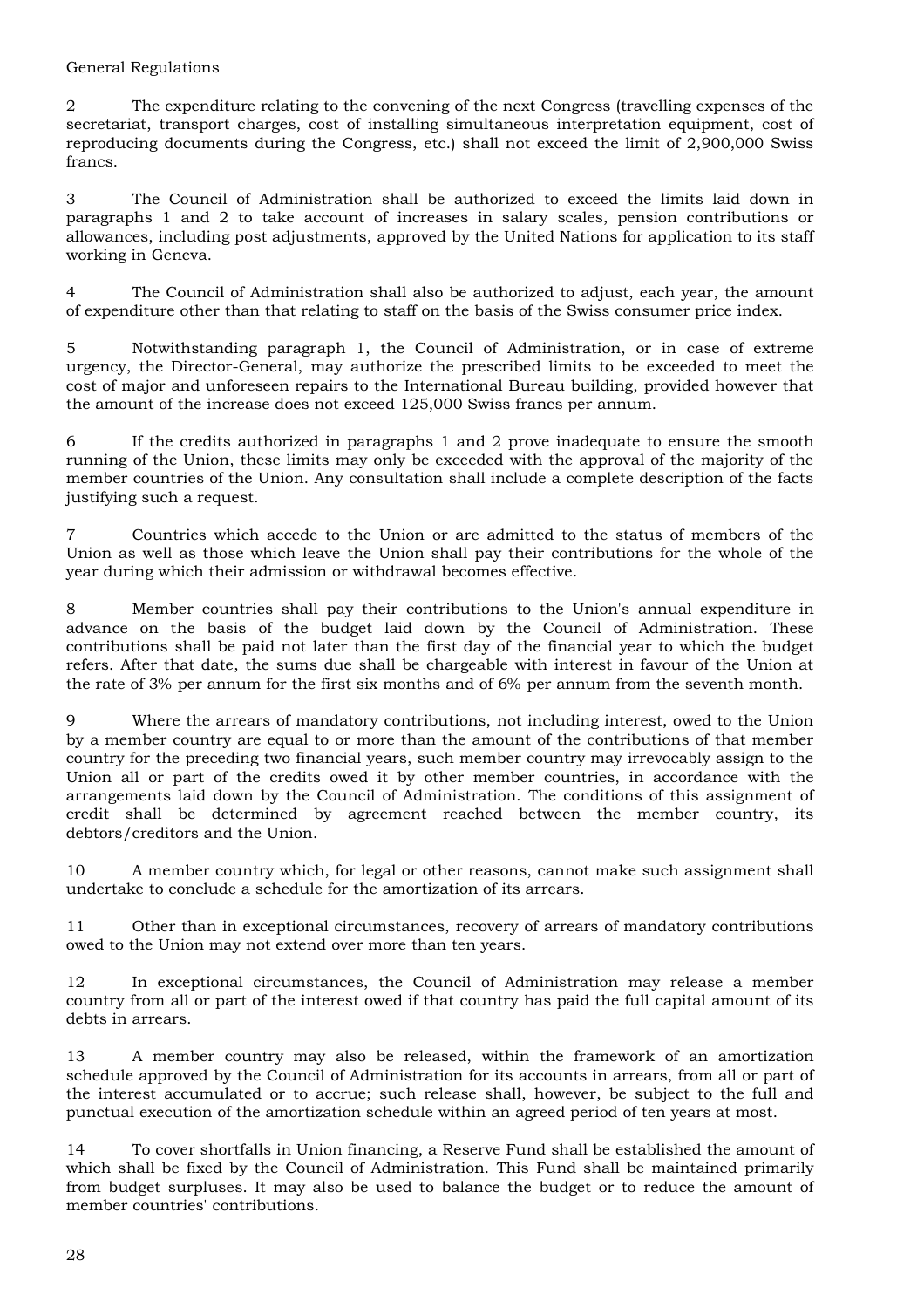2 The expenditure relating to the convening of the next Congress (travelling expenses of the secretariat, transport charges, cost of installing simultaneous interpretation equipment, cost of reproducing documents during the Congress, etc.) shall not exceed the limit of 2,900,000 Swiss francs.

3 The Council of Administration shall be authorized to exceed the limits laid down in paragraphs 1 and 2 to take account of increases in salary scales, pension contributions or allowances, including post adjustments, approved by the United Nations for application to its staff working in Geneva.

4 The Council of Administration shall also be authorized to adjust, each year, the amount of expenditure other than that relating to staff on the basis of the Swiss consumer price index.

5 Notwithstanding paragraph 1, the Council of Administration, or in case of extreme urgency, the Director-General, may authorize the prescribed limits to be exceeded to meet the cost of major and unforeseen repairs to the International Bureau building, provided however that the amount of the increase does not exceed 125,000 Swiss francs per annum.

6 If the credits authorized in paragraphs 1 and 2 prove inadequate to ensure the smooth running of the Union, these limits may only be exceeded with the approval of the majority of the member countries of the Union. Any consultation shall include a complete description of the facts justifying such a request.

7 Countries which accede to the Union or are admitted to the status of members of the Union as well as those which leave the Union shall pay their contributions for the whole of the year during which their admission or withdrawal becomes effective.

8 Member countries shall pay their contributions to the Union's annual expenditure in advance on the basis of the budget laid down by the Council of Administration. These contributions shall be paid not later than the first day of the financial year to which the budget refers. After that date, the sums due shall be chargeable with interest in favour of the Union at the rate of 3% per annum for the first six months and of 6% per annum from the seventh month.

9 Where the arrears of mandatory contributions, not including interest, owed to the Union by a member country are equal to or more than the amount of the contributions of that member country for the preceding two financial years, such member country may irrevocably assign to the Union all or part of the credits owed it by other member countries, in accordance with the arrangements laid down by the Council of Administration. The conditions of this assignment of credit shall be determined by agreement reached between the member country, its debtors/creditors and the Union.

10 A member country which, for legal or other reasons, cannot make such assignment shall undertake to conclude a schedule for the amortization of its arrears.

11 Other than in exceptional circumstances, recovery of arrears of mandatory contributions owed to the Union may not extend over more than ten years.

12 In exceptional circumstances, the Council of Administration may release a member country from all or part of the interest owed if that country has paid the full capital amount of its debts in arrears.

13 A member country may also be released, within the framework of an amortization schedule approved by the Council of Administration for its accounts in arrears, from all or part of the interest accumulated or to accrue; such release shall, however, be subject to the full and punctual execution of the amortization schedule within an agreed period of ten years at most.

14 To cover shortfalls in Union financing, a Reserve Fund shall be established the amount of which shall be fixed by the Council of Administration. This Fund shall be maintained primarily from budget surpluses. It may also be used to balance the budget or to reduce the amount of member countries' contributions.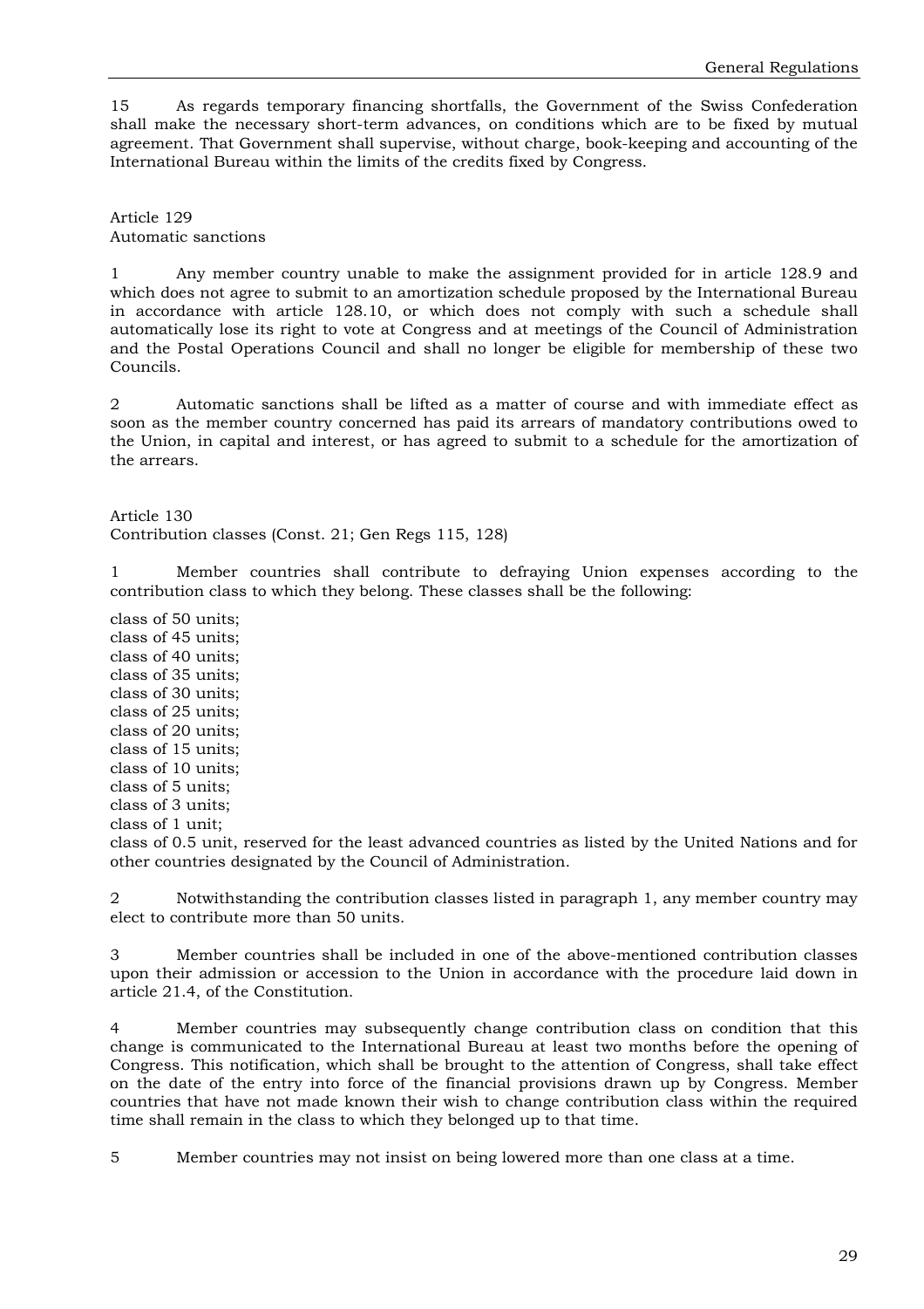15 As regards temporary financing shortfalls, the Government of the Swiss Confederation shall make the necessary short-term advances, on conditions which are to be fixed by mutual agreement. That Government shall supervise, without charge, book-keeping and accounting of the International Bureau within the limits of the credits fixed by Congress.

### Article 129
### Automatic sanctions

1 Any member country unable to make the assignment provided for in article 128.9 and which does not agree to submit to an amortization schedule proposed by the International Bureau in accordance with article 128.10, or which does not comply with such a schedule shall automatically lose its right to vote at Congress and at meetings of the Council of Administration and the Postal Operations Council and shall no longer be eligible for membership of these two Councils.

2 Automatic sanctions shall be lifted as a matter of course and with immediate effect as soon as the member country concerned has paid its arrears of mandatory contributions owed to the Union, in capital and interest, or has agreed to submit to a schedule for the amortization of the arrears.

### Article 130
### Contribution classes (Const. 21; Gen Regs 115, 128)

1 Member countries shall contribute to defraying Union expenses according to the contribution class to which they belong. These classes shall be the following:

class of 50 units;
class of 45 units;
class of 40 units;
class of 35 units;
class of 30 units;
class of 25 units;
class of 20 units;
class of 15 units;
class of 10 units;
class of 5 units;
class of 3 units;
class of 1 unit;
class of 0.5 unit, reserved for the least advanced countries as listed by the United Nations and for other countries designated by the Council of Administration.

2 Notwithstanding the contribution classes listed in paragraph 1, any member country may elect to contribute more than 50 units.

3 Member countries shall be included in one of the above-mentioned contribution classes upon their admission or accession to the Union in accordance with the procedure laid down in article 21.4, of the Constitution.

4 Member countries may subsequently change contribution class on condition that this change is communicated to the International Bureau at least two months before the opening of Congress. This notification, which shall be brought to the attention of Congress, shall take effect on the date of the entry into force of the financial provisions drawn up by Congress. Member countries that have not made known their wish to change contribution class within the required time shall remain in the class to which they belonged up to that time.

5 Member countries may not insist on being lowered more than one class at a time.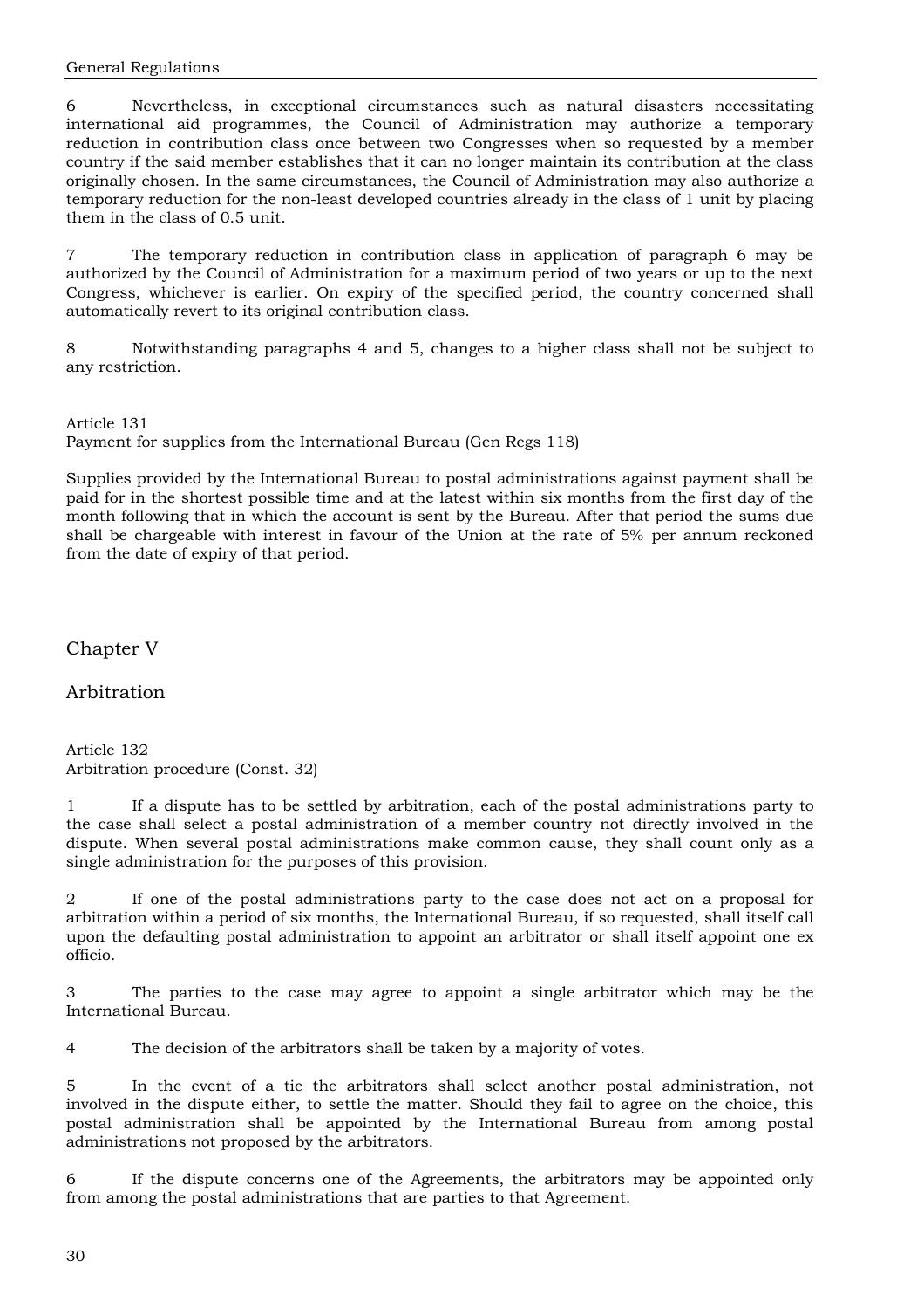6 Nevertheless, in exceptional circumstances such as natural disasters necessitating international aid programmes, the Council of Administration may authorize a temporary reduction in contribution class once between two Congresses when so requested by a member country if the said member establishes that it can no longer maintain its contribution at the class originally chosen. In the same circumstances, the Council of Administration may also authorize a temporary reduction for the non-least developed countries already in the class of 1 unit by placing them in the class of 0.5 unit.

7 The temporary reduction in contribution class in application of paragraph 6 may be authorized by the Council of Administration for a maximum period of two years or up to the next Congress, whichever is earlier. On expiry of the specified period, the country concerned shall automatically revert to its original contribution class.

8 Notwithstanding paragraphs 4 and 5, changes to a higher class shall not be subject to any restriction.

### Article 131
Payment for supplies from the International Bureau (Gen Regs 118)

Supplies provided by the International Bureau to postal administrations against payment shall be paid for in the shortest possible time and at the latest within six months from the first day of the month following that in which the account is sent by the Bureau. After that period the sums due shall be chargeable with interest in favour of the Union at the rate of 5% per annum reckoned from the date of expiry of that period.

## Chapter V

## Arbitration

### Article 132
Arbitration procedure (Const. 32)

1 If a dispute has to be settled by arbitration, each of the postal administrations party to the case shall select a postal administration of a member country not directly involved in the dispute. When several postal administrations make common cause, they shall count only as a single administration for the purposes of this provision.

2 If one of the postal administrations party to the case does not act on a proposal for arbitration within a period of six months, the International Bureau, if so requested, shall itself call upon the defaulting postal administration to appoint an arbitrator or shall itself appoint one ex officio.

3 The parties to the case may agree to appoint a single arbitrator which may be the International Bureau.

4 The decision of the arbitrators shall be taken by a majority of votes.

5 In the event of a tie the arbitrators shall select another postal administration, not involved in the dispute either, to settle the matter. Should they fail to agree on the choice, this postal administration shall be appointed by the International Bureau from among postal administrations not proposed by the arbitrators.

6 If the dispute concerns one of the Agreements, the arbitrators may be appointed only from among the postal administrations that are parties to that Agreement.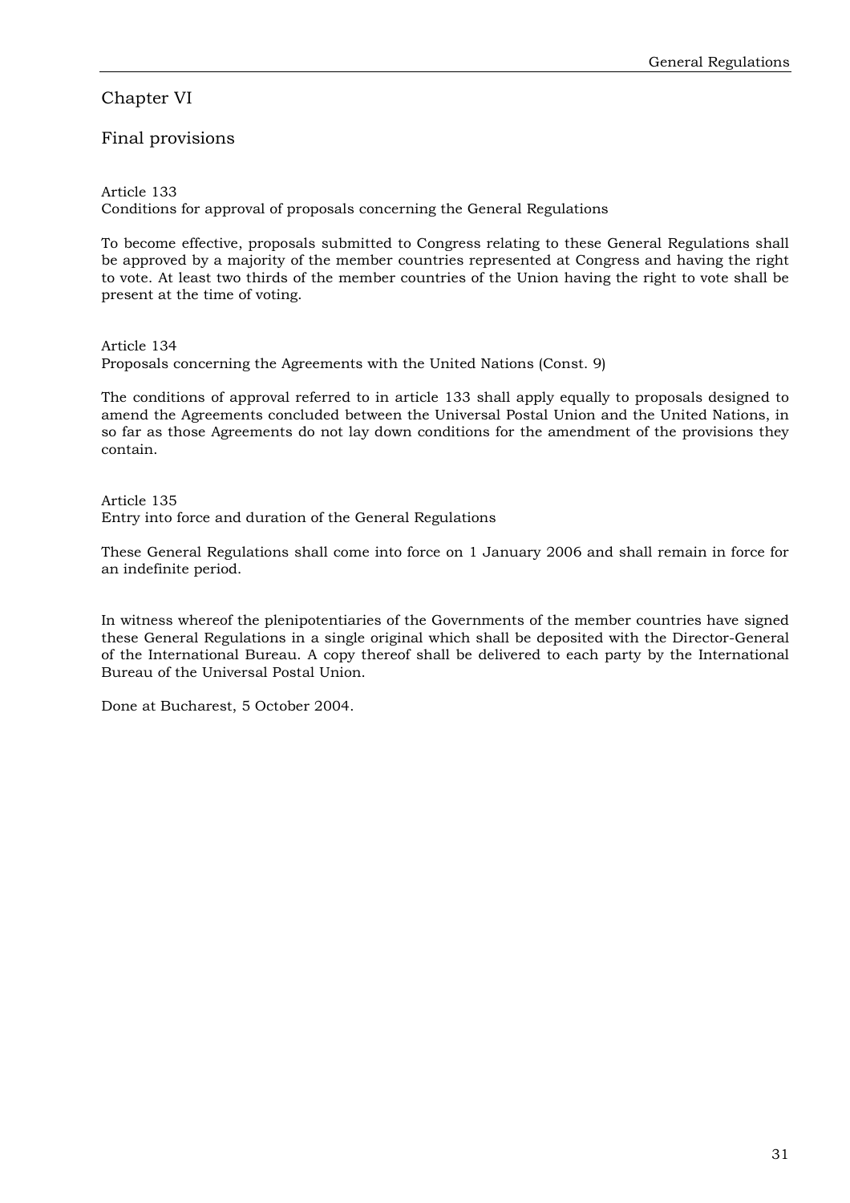## Chapter VI

## Final provisions

### Article 133
Conditions for approval of proposals concerning the General Regulations

To become effective, proposals submitted to Congress relating to these General Regulations shall be approved by a majority of the member countries represented at Congress and having the right to vote. At least two thirds of the member countries of the Union having the right to vote shall be present at the time of voting.

### Article 134
Proposals concerning the Agreements with the United Nations (Const. 9)

The conditions of approval referred to in article 133 shall apply equally to proposals designed to amend the Agreements concluded between the Universal Postal Union and the United Nations, in so far as those Agreements do not lay down conditions for the amendment of the provisions they contain.

### Article 135
Entry into force and duration of the General Regulations

These General Regulations shall come into force on 1 January 2006 and shall remain in force for an indefinite period.

In witness whereof the plenipotentiaries of the Governments of the member countries have signed these General Regulations in a single original which shall be deposited with the Director-General of the International Bureau. A copy thereof shall be delivered to each party by the International Bureau of the Universal Postal Union.

Done at Bucharest, 5 October 2004.